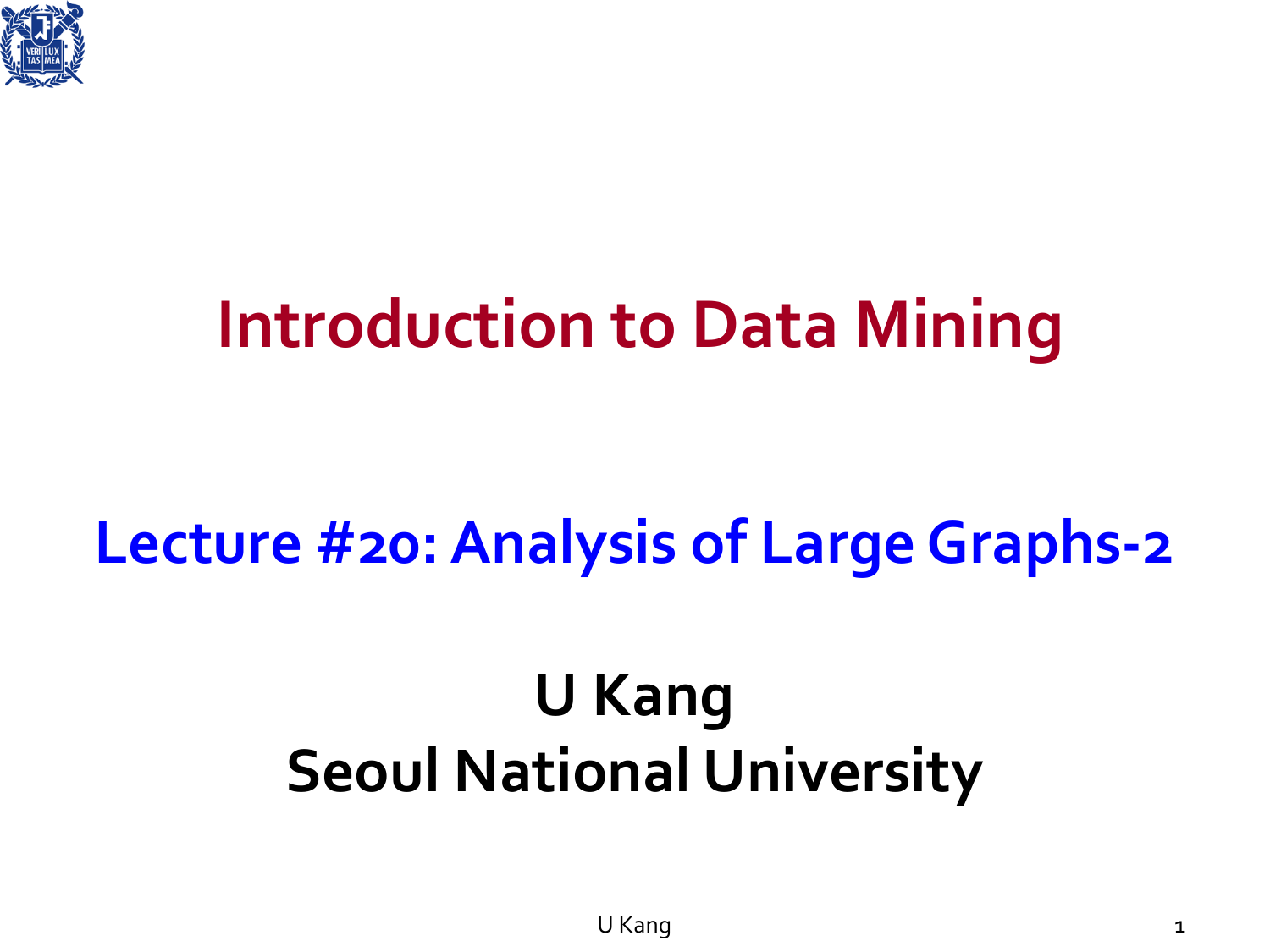# Introduction to Data Mining

## Lecture #20: Analysis of Large Graphs-2

**U Kang**
**Seoul National University**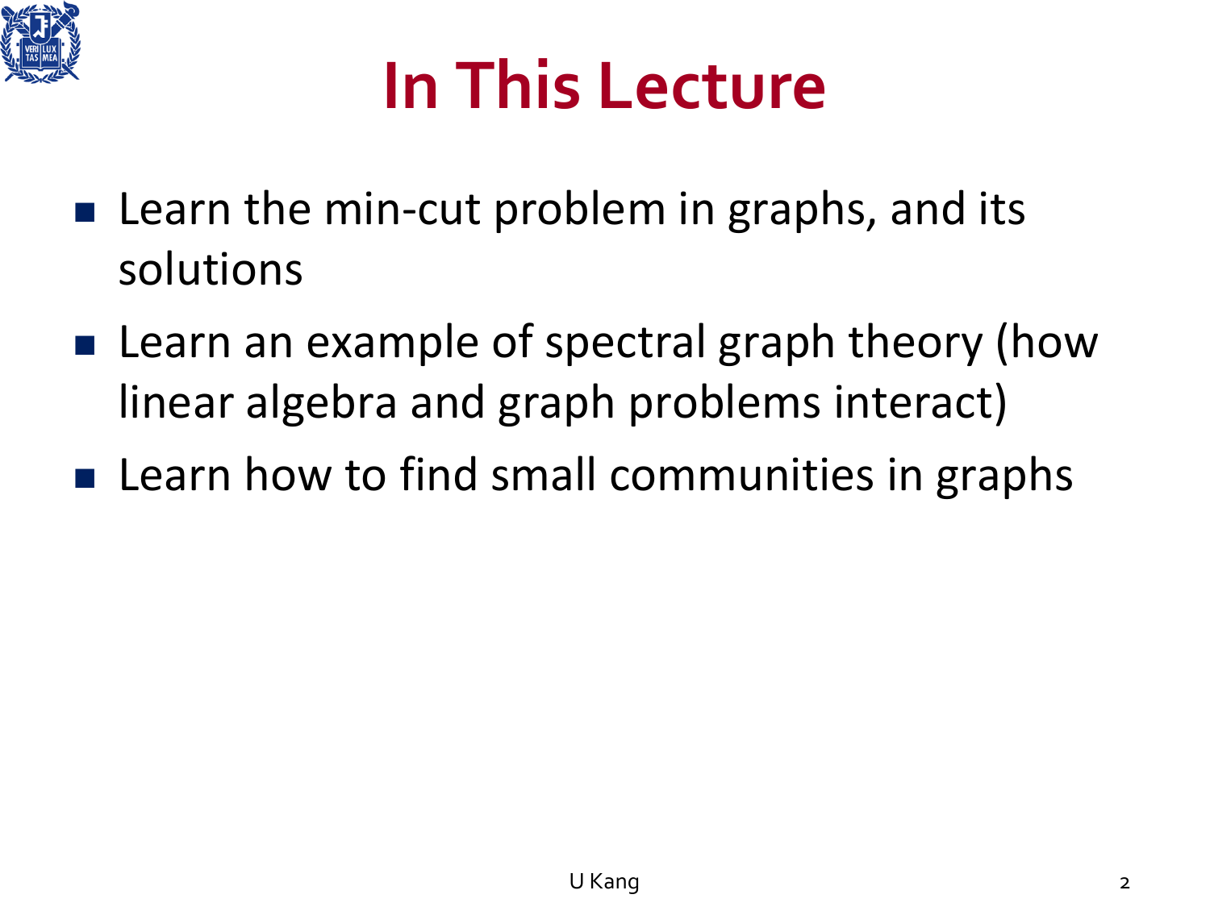# In This Lecture

- Learn the min-cut problem in graphs, and its solutions
- Learn an example of spectral graph theory (how linear algebra and graph problems interact)
- Learn how to find small communities in graphs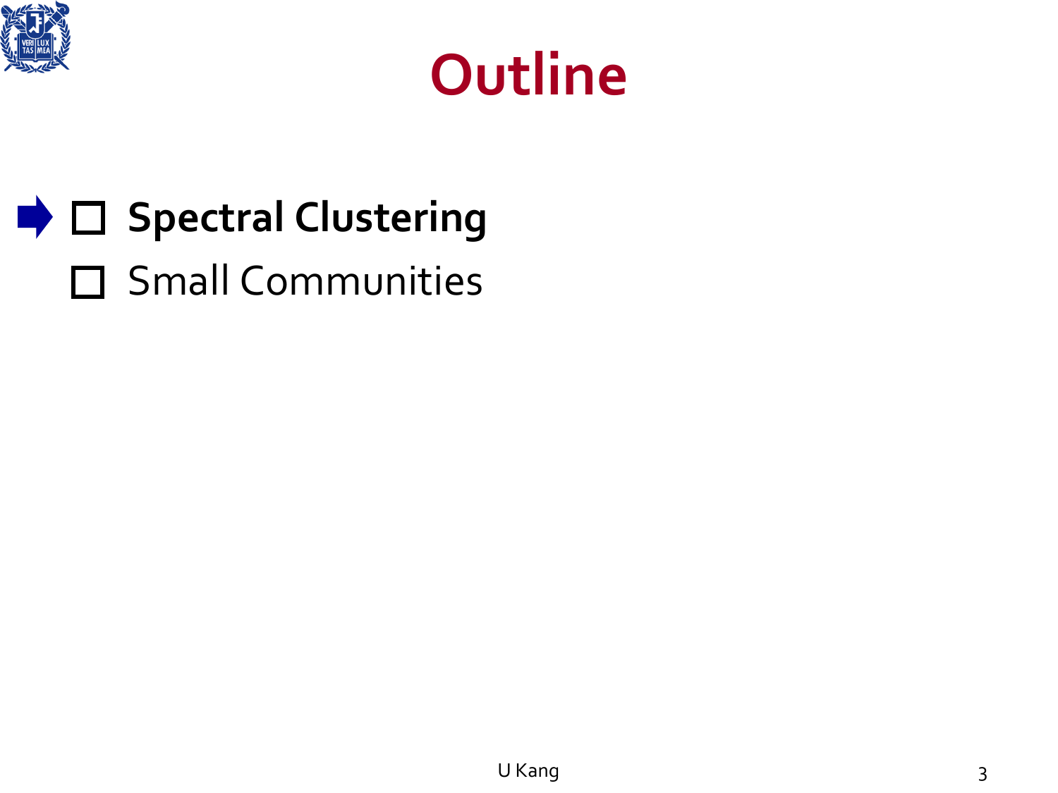# Outline

- ☐ **Spectral Clustering**
- ☐ Small Communities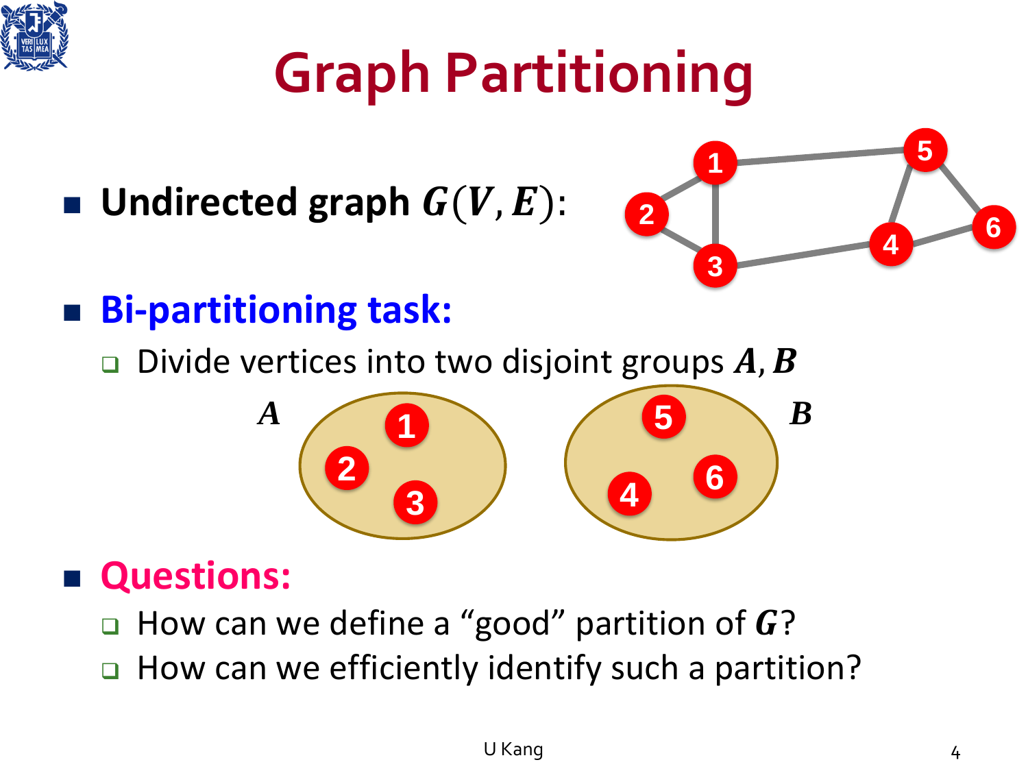# Graph Partitioning

- **Undirected graph $G(V, E)$:**
- **Bi-partitioning task:**
  - Divide vertices into two disjoint groups $A, B$
- **Questions:**
  - How can we define a "good" partition of $G$?
  - How can we efficiently identify such a partition?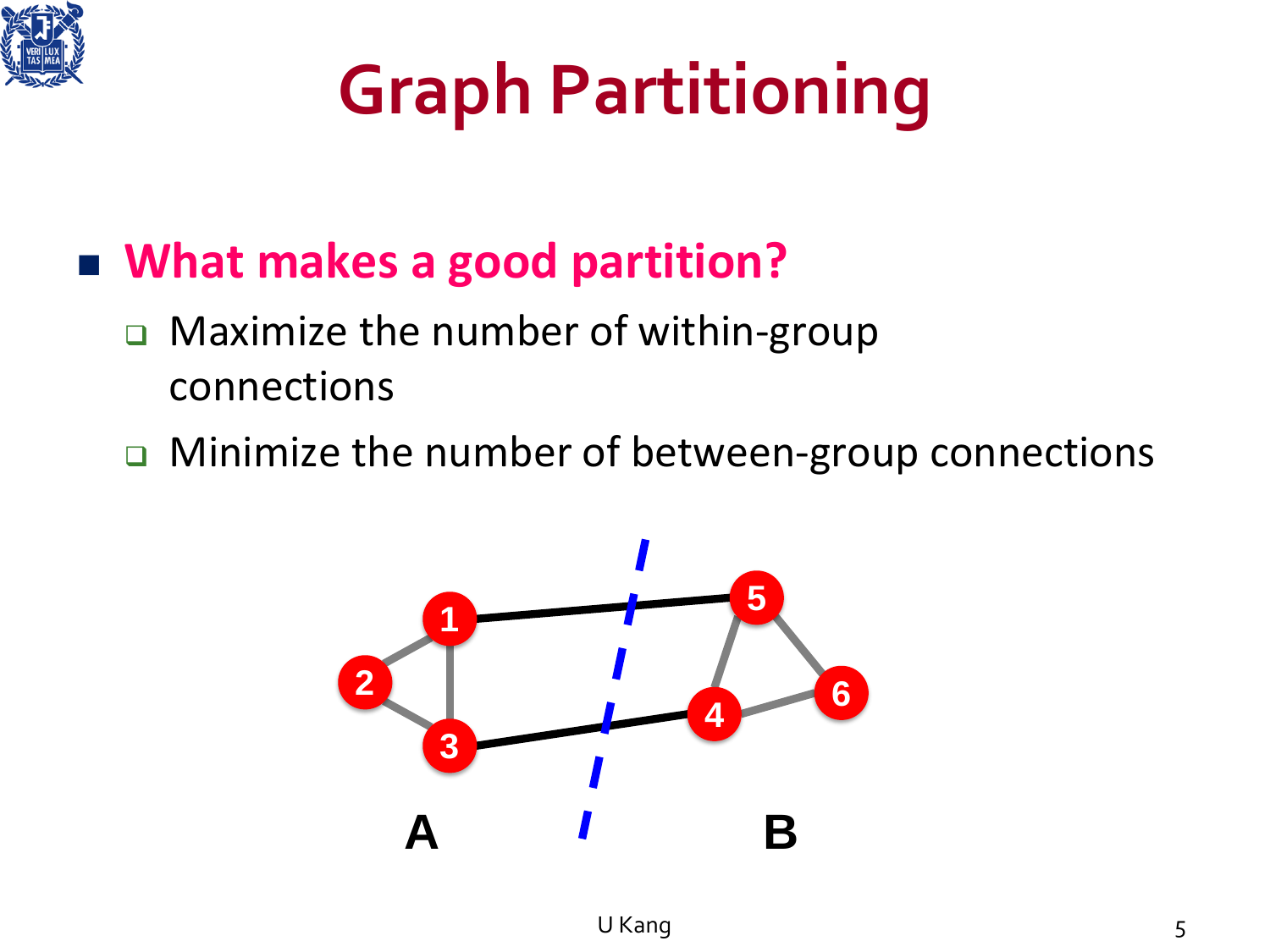# Graph Partitioning

- **What makes a good partition?**
  - Maximize the number of within-group connections
  - Minimize the number of between-group connections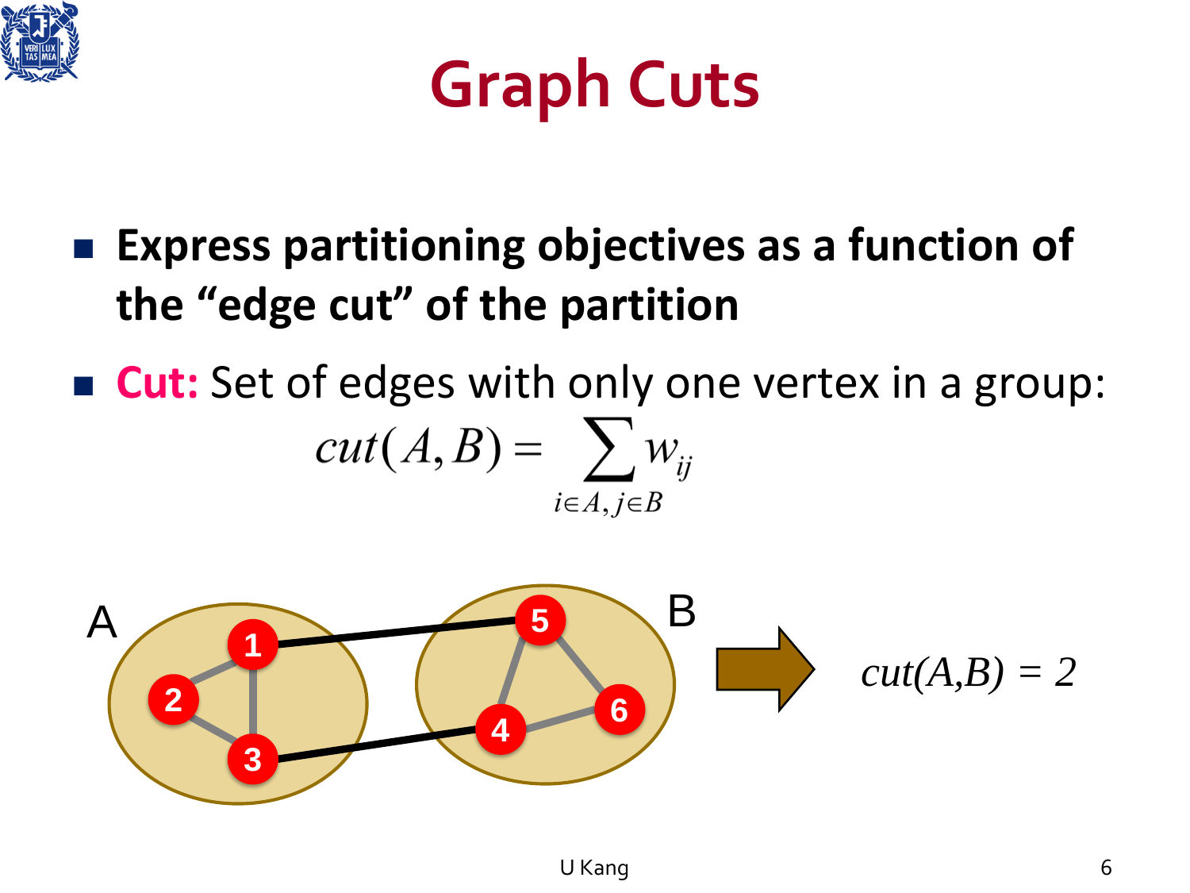# Graph Cuts

- **Express partitioning objectives as a function of the "edge cut" of the partition**
- **Cut:** Set of edges with only one vertex in a group:

$$cut(A,B) = \sum_{i \in A, j \in B} w_{ij}$$

$cut(A,B) = 2$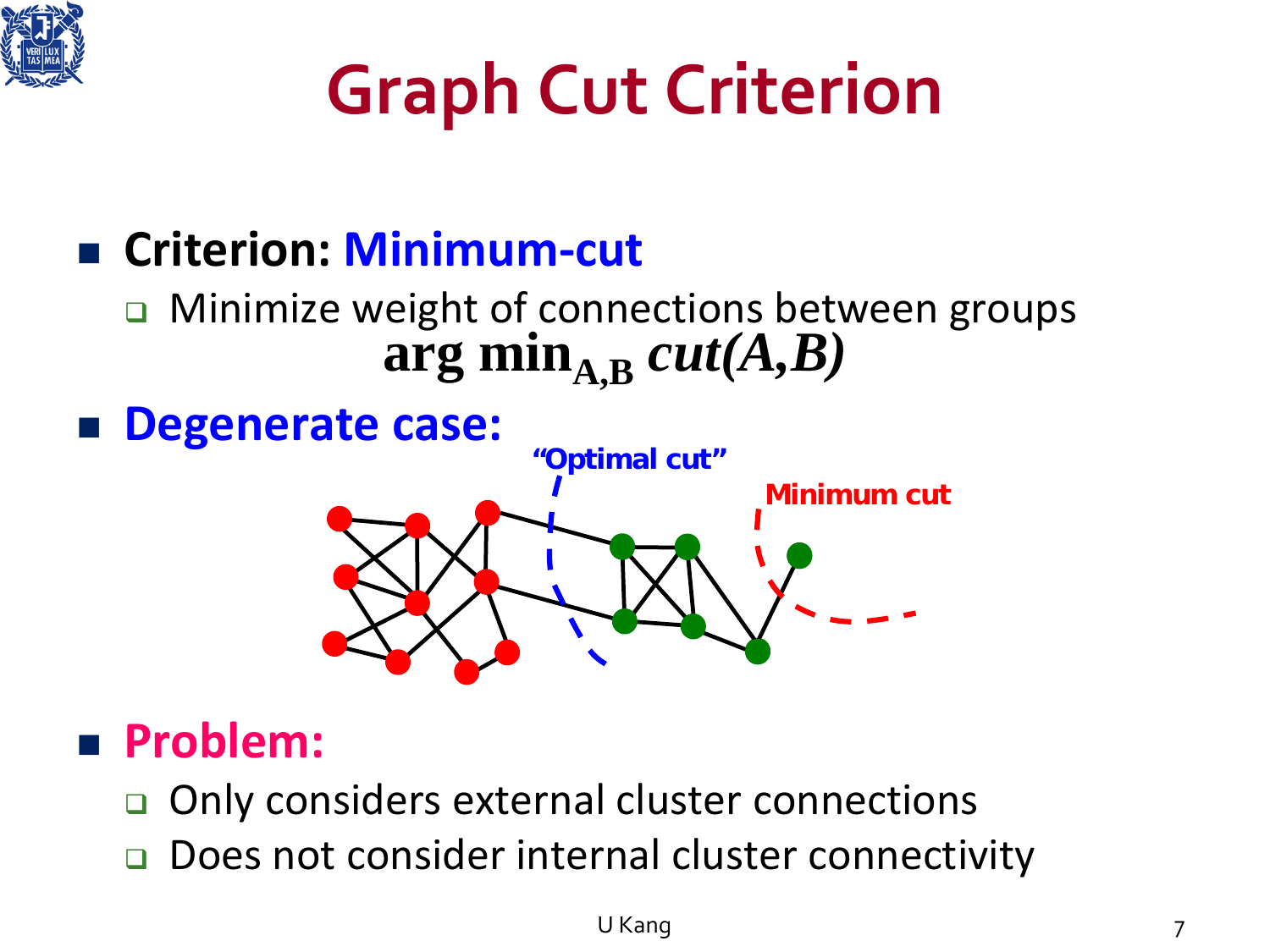# Graph Cut Criterion

- **Criterion: Minimum-cut**
  - Minimize weight of connections between groups

$$\arg\min_{A,B} cut(A,B)$$

- **Degenerate case:**

"Optimal cut"

Minimum cut

- **Problem:**
  - Only considers external cluster connections
  - Does not consider internal cluster connectivity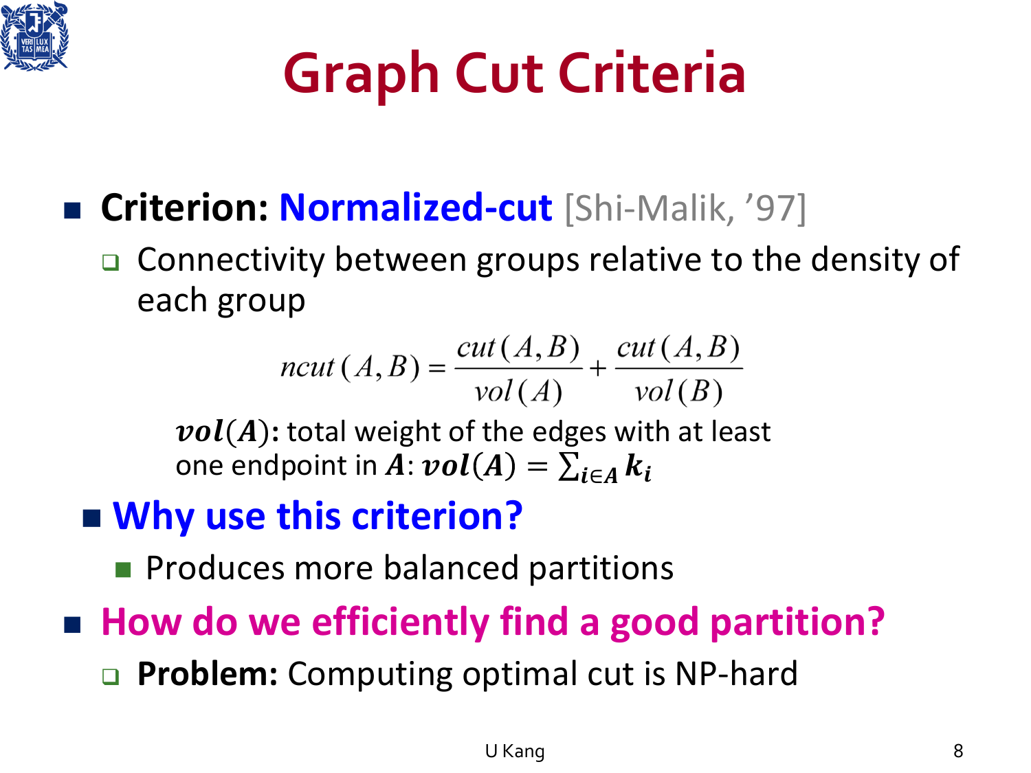# Graph Cut Criteria

- **Criterion: Normalized-cut** [Shi-Malik, '97]
  - Connectivity between groups relative to the density of each group

$$ncut(A,B) = \frac{cut(A,B)}{vol(A)} + \frac{cut(A,B)}{vol(B)}$$

$vol(A)$**:** total weight of the edges with at least one endpoint in $A$: $vol(A) = \sum_{i \in A} k_i$

- **Why use this criterion?**
  - Produces more balanced partitions
- **How do we efficiently find a good partition?**
  - **Problem:** Computing optimal cut is NP-hard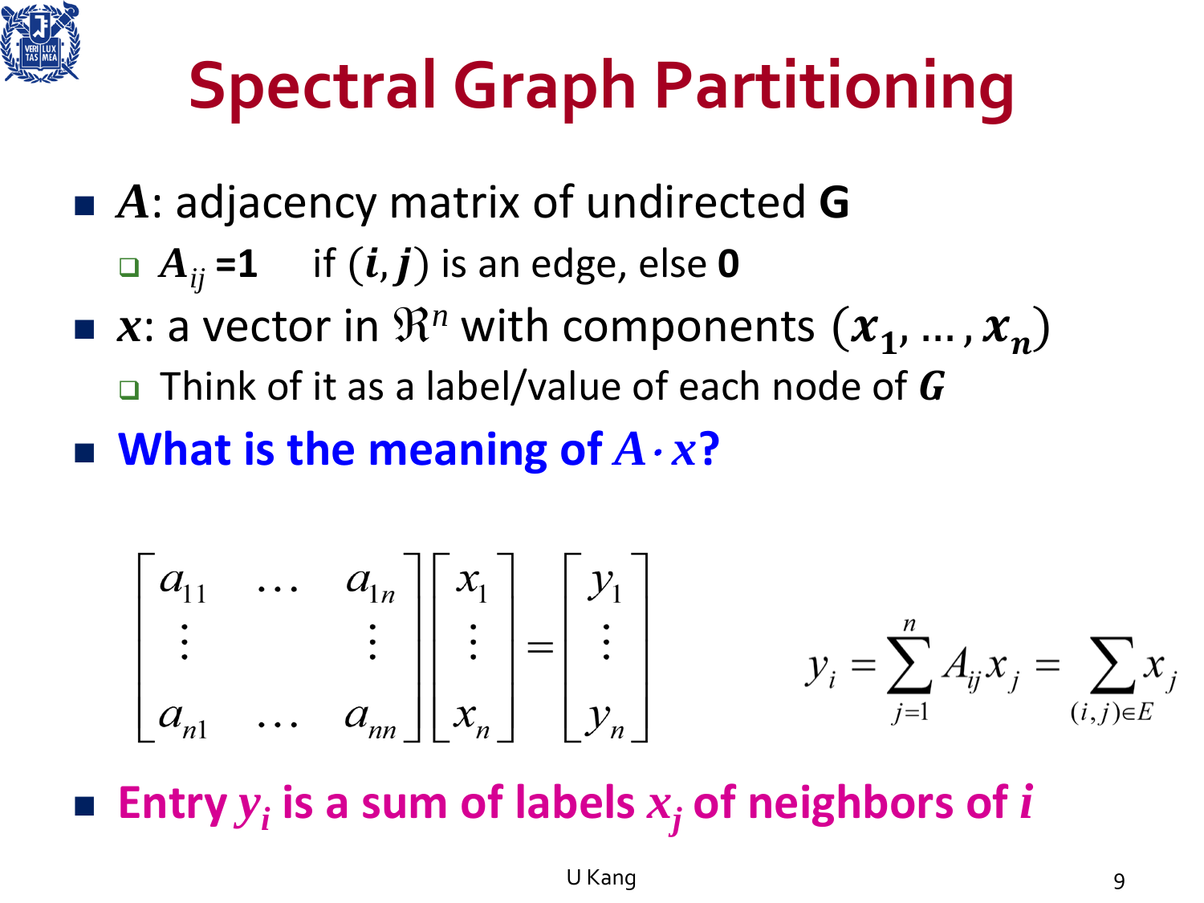# Spectral Graph Partitioning

- $A$: adjacency matrix of undirected **G**
  - $A_{ij}$ **=1** if $(i, j)$ is an edge, else **0**
- $x$: a vector in $\Re^n$ with components $(x_1, \ldots, x_n)$
  - Think of it as a label/value of each node of $G$
- **What is the meaning of $A \cdot x$?**

$$\begin{bmatrix} a_{11} & \ldots & a_{1n} \\ \vdots & & \vdots \\ a_{n1} & \ldots & a_{nn} \end{bmatrix} \begin{bmatrix} x_1 \\ \vdots \\ x_n \end{bmatrix} = \begin{bmatrix} y_1 \\ \vdots \\ y_n \end{bmatrix}$$

$$y_i = \sum_{j=1}^{n} A_{ij} x_j = \sum_{(i,j) \in E} x_j$$

- **Entry $y_i$ is a sum of labels $x_j$ of neighbors of $i$**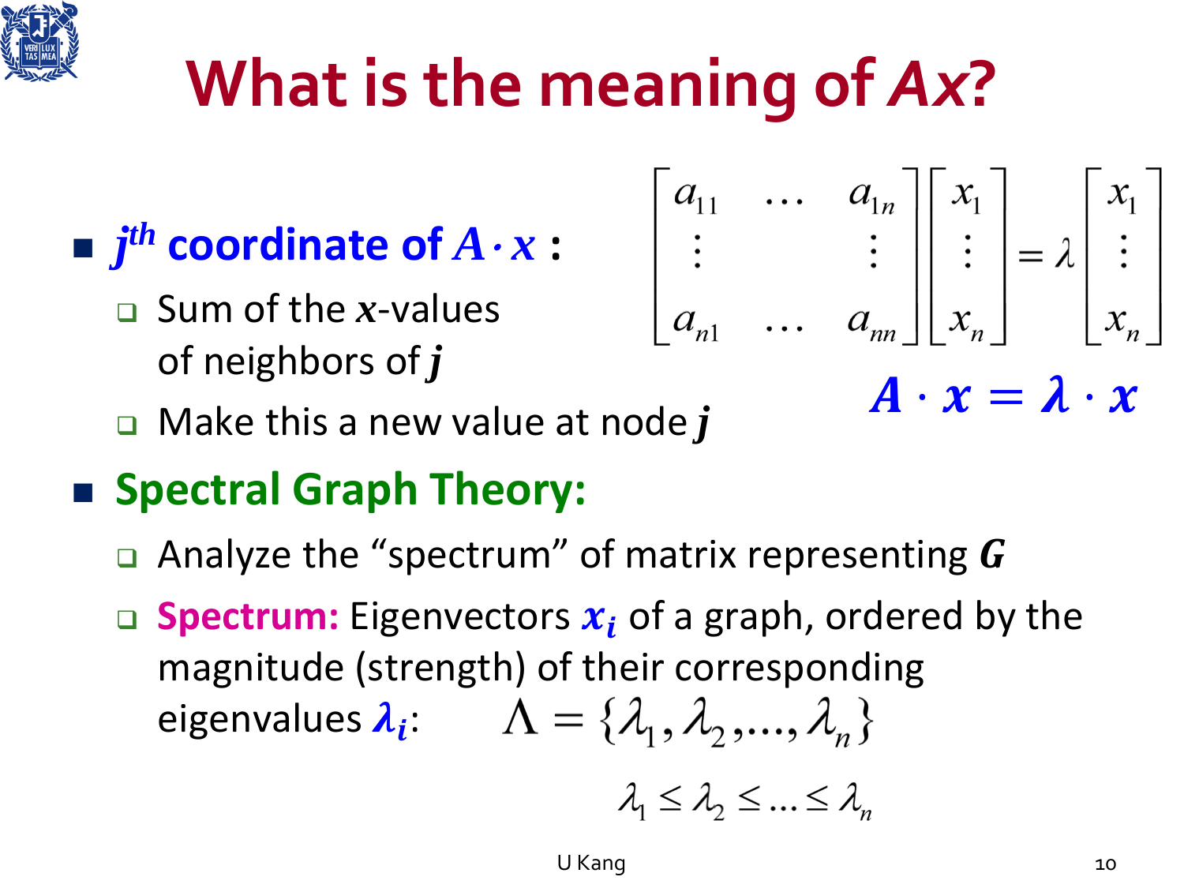# What is the meaning of *Ax*?

- **$j^{th}$ coordinate of $A \cdot x$ :**
  - Sum of the ***x***-values of neighbors of ***j***
  - Make this a new value at node ***j***

$$\begin{bmatrix} a_{11} & \dots & a_{1n} \\ \vdots & & \vdots \\ a_{n1} & \dots & a_{nn} \end{bmatrix} \begin{bmatrix} x_1 \\ \vdots \\ x_n \end{bmatrix} = \lambda \begin{bmatrix} x_1 \\ \vdots \\ x_n \end{bmatrix}$$

$$\boldsymbol{A} \cdot \boldsymbol{x} = \boldsymbol{\lambda} \cdot \boldsymbol{x}$$

- **Spectral Graph Theory:**
  - Analyze the "spectrum" of matrix representing $\boldsymbol{G}$
  - **Spectrum:** Eigenvectors $\boldsymbol{x_i}$ of a graph, ordered by the magnitude (strength) of their corresponding eigenvalues $\boldsymbol{\lambda_i}$: $\Lambda = \{\lambda_1, \lambda_2, \dots, \lambda_n\}$

$$\lambda_1 \le \lambda_2 \le \dots \le \lambda_n$$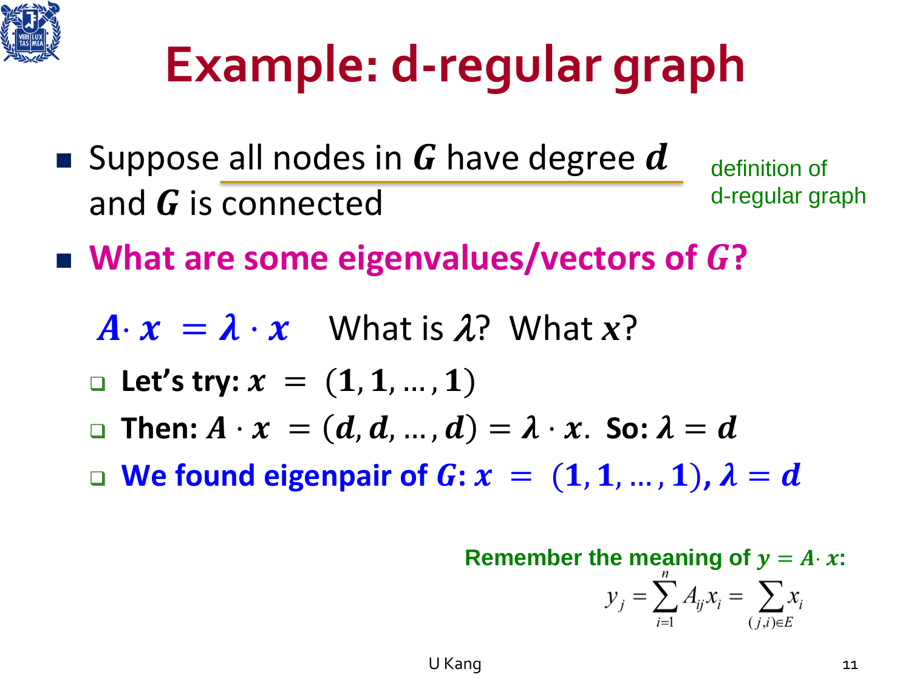# Example: d-regular graph

- Suppose all nodes in $G$ have degree $d$ and $G$ is connected

definition of d-regular graph

- **What are some eigenvalues/vectors of $G$?**

$A \cdot x = \lambda \cdot x$ What is $\lambda$? What $x$?

- **Let's try:** $x = (1, 1, \ldots, 1)$
- **Then:** $A \cdot x = (d, d, \ldots, d) = \lambda \cdot x$. **So:** $\lambda = d$
- **We found eigenpair of $G$:** $x = (1, 1, \ldots, 1)$, $\lambda = d$

**Remember the meaning of $y = A \cdot x$:**

$$y_j = \sum_{i=1}^{n} A_{ij} x_i = \sum_{(j,i) \in E} x_i$$

U Kang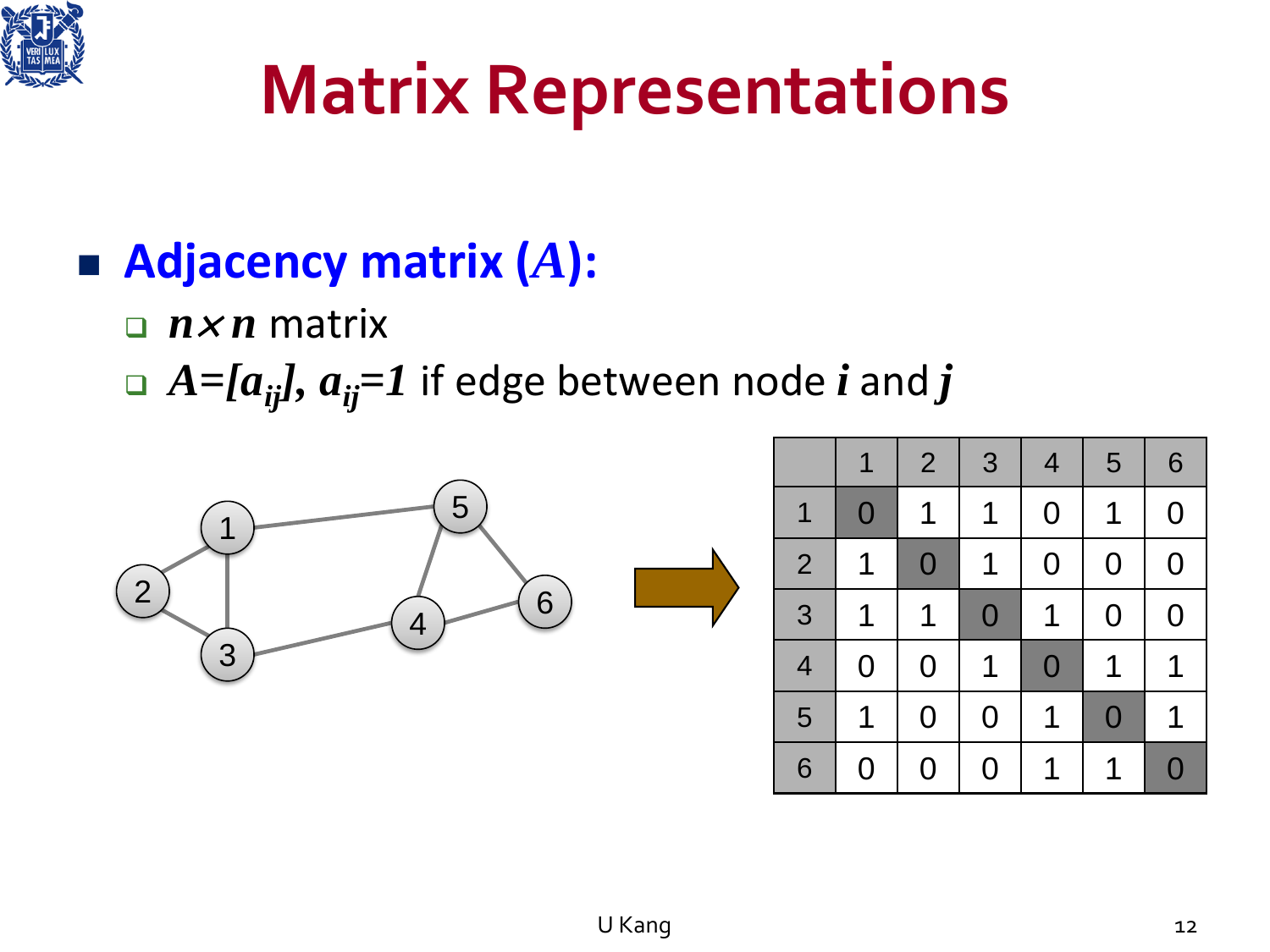# Matrix Representations

- **Adjacency matrix ($A$):**
  - $n \times n$ matrix
  - $A=[a_{ij}]$, $a_{ij}=1$ if edge between node $i$ and $j$

| | 1 | 2 | 3 | 4 | 5 | 6 |
|---|---|---|---|---|---|---|
| 1 | 0 | 1 | 1 | 0 | 1 | 0 |
| 2 | 1 | 0 | 1 | 0 | 0 | 0 |
| 3 | 1 | 1 | 0 | 1 | 0 | 0 |
| 4 | 0 | 0 | 1 | 0 | 1 | 1 |
| 5 | 1 | 0 | 0 | 1 | 0 | 1 |
| 6 | 0 | 0 | 0 | 1 | 1 | 0 |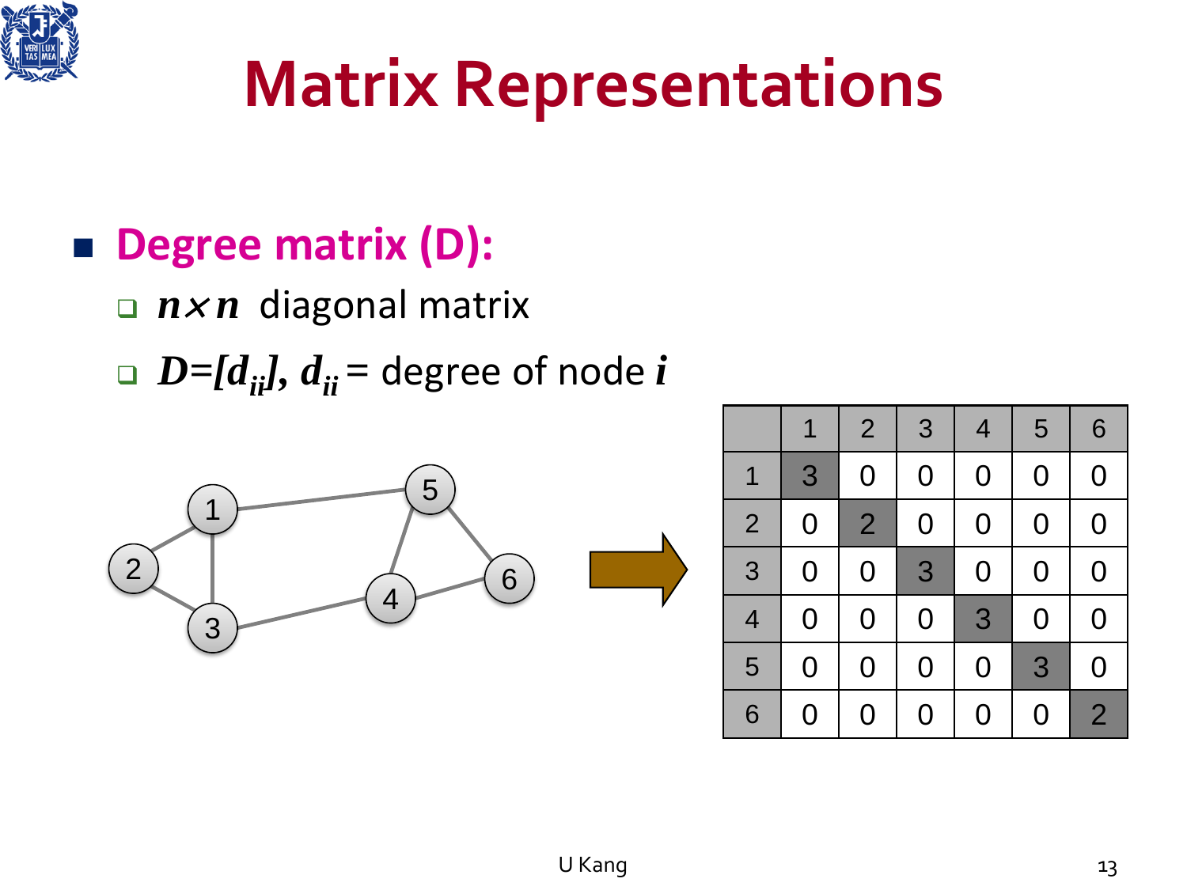# Matrix Representations

- **Degree matrix (D):**
  - $n \times n$ diagonal matrix
  - $D=[d_{ii}]$, $d_{ii}$ = degree of node $i$

| | 1 | 2 | 3 | 4 | 5 | 6 |
|---|---|---|---|---|---|---|
| 1 | 3 | 0 | 0 | 0 | 0 | 0 |
| 2 | 0 | 2 | 0 | 0 | 0 | 0 |
| 3 | 0 | 0 | 3 | 0 | 0 | 0 |
| 4 | 0 | 0 | 0 | 3 | 0 | 0 |
| 5 | 0 | 0 | 0 | 0 | 3 | 0 |
| 6 | 0 | 0 | 0 | 0 | 0 | 2 |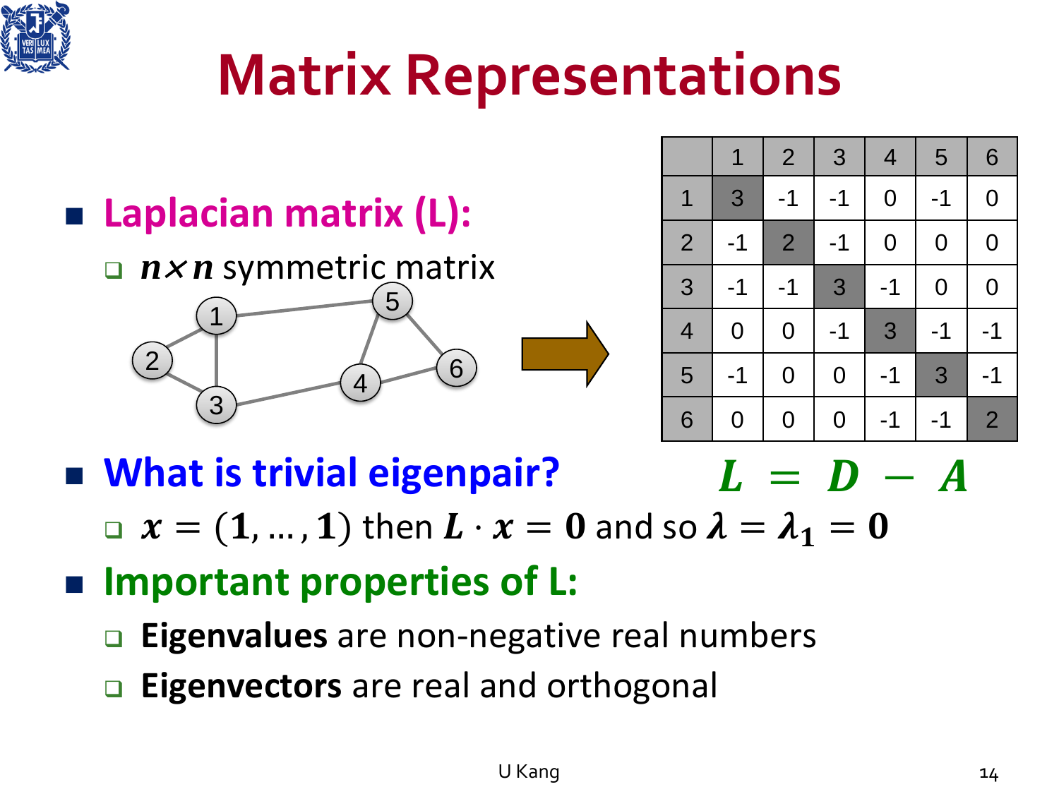# Matrix Representations

- **Laplacian matrix (L):**
  - $n \times n$ symmetric matrix

|   | 1 | 2 | 3 | 4 | 5 | 6 |
|---|---|---|---|---|---|---|
| 1 | 3 | -1 | -1 | 0 | -1 | 0 |
| 2 | -1 | 2 | -1 | 0 | 0 | 0 |
| 3 | -1 | -1 | 3 | -1 | 0 | 0 |
| 4 | 0 | 0 | -1 | 3 | -1 | -1 |
| 5 | -1 | 0 | 0 | -1 | 3 | -1 |
| 6 | 0 | 0 | 0 | -1 | -1 | 2 |

$$L = D - A$$

- **What is trivial eigenpair?**
  - $x = (1, \ldots, 1)$ then $L \cdot x = 0$ and so $\lambda = \lambda_1 = 0$
- **Important properties of L:**
  - **Eigenvalues** are non-negative real numbers
  - **Eigenvectors** are real and orthogonal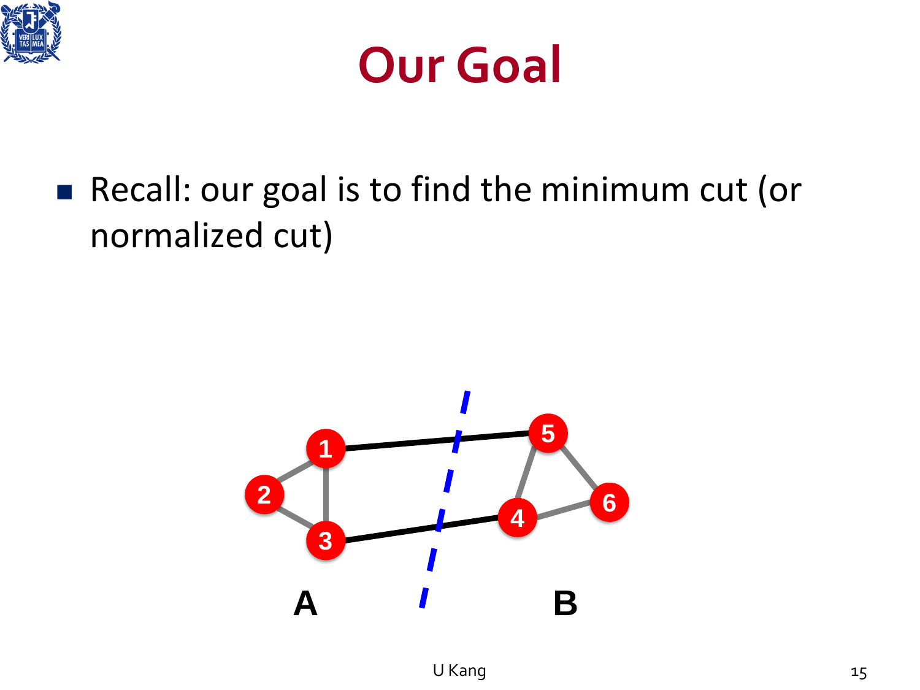# Our Goal

- Recall: our goal is to find the minimum cut (or normalized cut)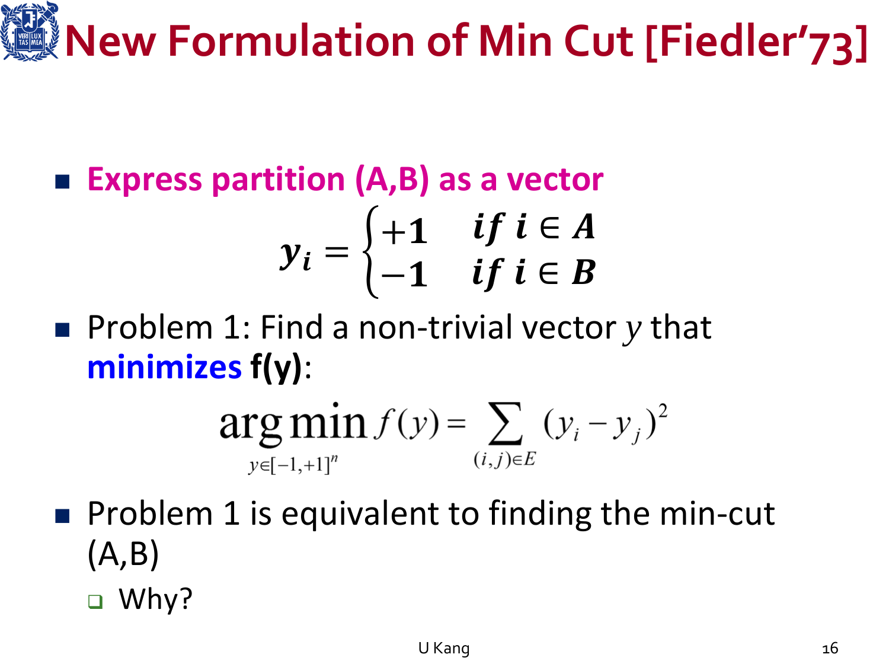# New Formulation of Min Cut [Fiedler'73]

- **Express partition (A,B) as a vector**

$$y_i = \begin{cases} +1 & if\ i \in A \\ -1 & if\ i \in B \end{cases}$$

- Problem 1: Find a non-trivial vector $y$ that **minimizes f(y)**:

$$\arg\min_{y \in [-1,+1]^n} f(y) = \sum_{(i,j) \in E} (y_i - y_j)^2$$

- Problem 1 is equivalent to finding the min-cut (A,B)
  - Why?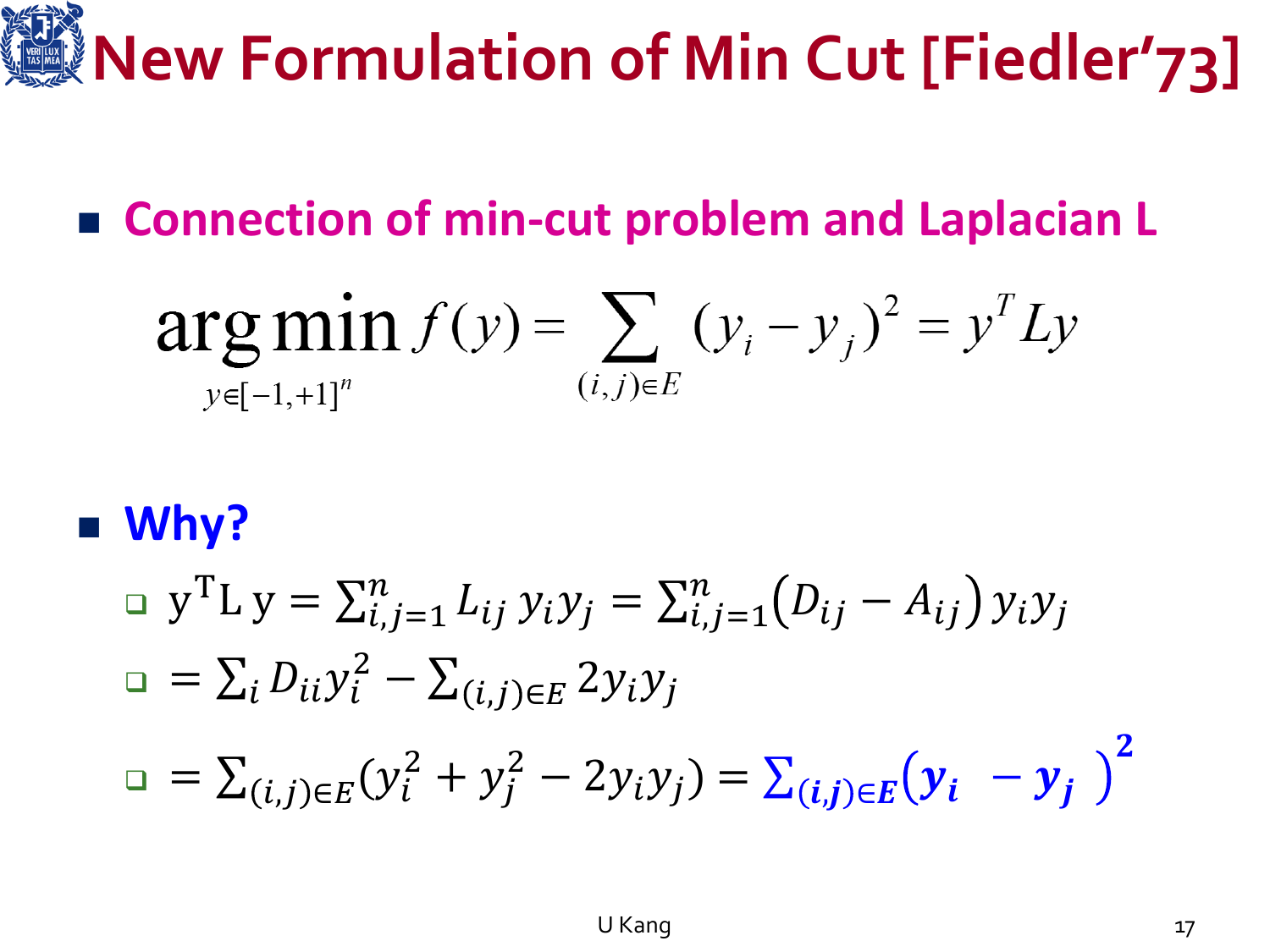# New Formulation of Min Cut [Fiedler'73]

- **Connection of min-cut problem and Laplacian L**

$$\arg\min_{y \in [-1,+1]^n} f(y) = \sum_{(i,j) \in E} (y_i - y_j)^2 = y^T L y$$

- **Why?**
  - $y^T L y = \sum_{i,j=1}^{n} L_{ij} y_i y_j = \sum_{i,j=1}^{n} (D_{ij} - A_{ij}) y_i y_j$
  - $= \sum_i D_{ii} y_i^2 - \sum_{(i,j) \in E} 2 y_i y_j$
  - $= \sum_{(i,j) \in E} (y_i^2 + y_j^2 - 2 y_i y_j) = \sum_{(i,j) \in E} (y_i - y_j)^2$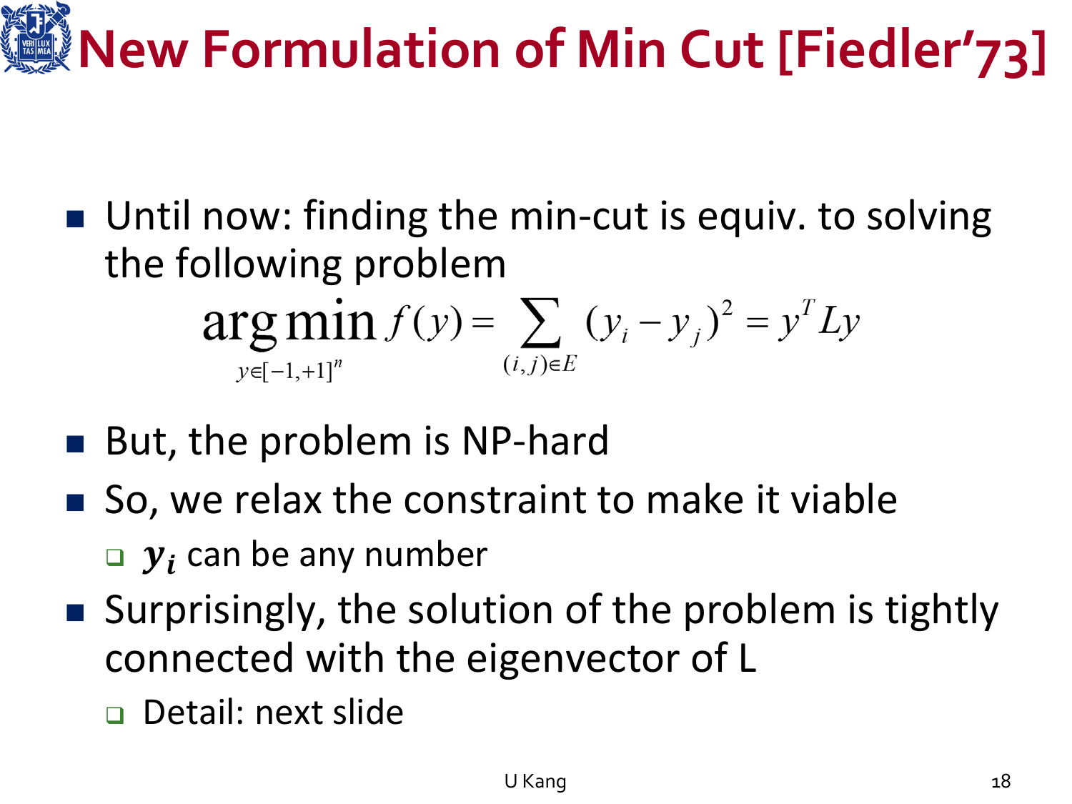# New Formulation of Min Cut [Fiedler'73]

- Until now: finding the min-cut is equiv. to solving the following problem

$$\arg\min_{y \in [-1,+1]^n} f(y) = \sum_{(i,j)\in E} (y_i - y_j)^2 = y^T L y$$

- But, the problem is NP-hard
- So, we relax the constraint to make it viable
  - $y_i$ can be any number
- Surprisingly, the solution of the problem is tightly connected with the eigenvector of L
  - Detail: next slide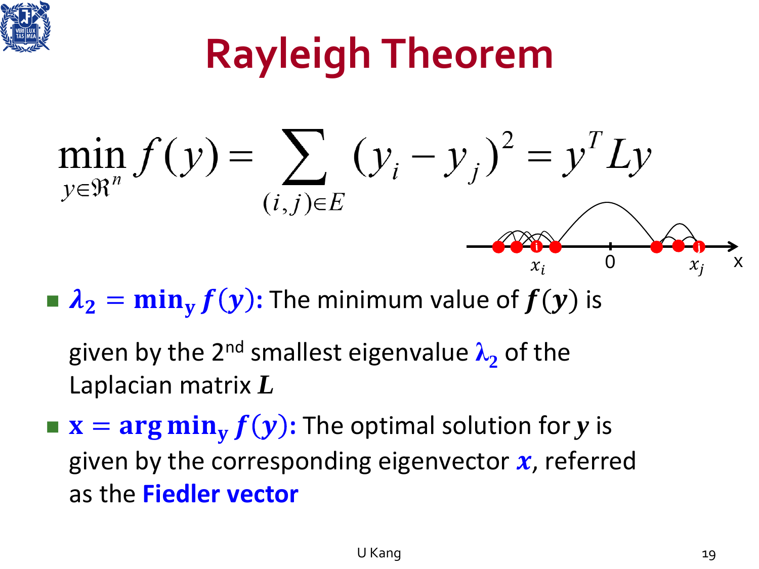# Rayleigh Theorem

$$\min_{y \in \Re^n} f(y) = \sum_{(i,j) \in E} (y_i - y_j)^2 = y^T L y$$

- $\boldsymbol{\lambda_2 = \min_y f(y)}$**:** The minimum value of $f(y)$ is given by the 2nd smallest eigenvalue $\lambda_2$ of the Laplacian matrix $L$
- $\mathbf{x = \arg\min_y f(y)}$**:** The optimal solution for $y$ is given by the corresponding eigenvector $x$, referred as the **Fiedler vector**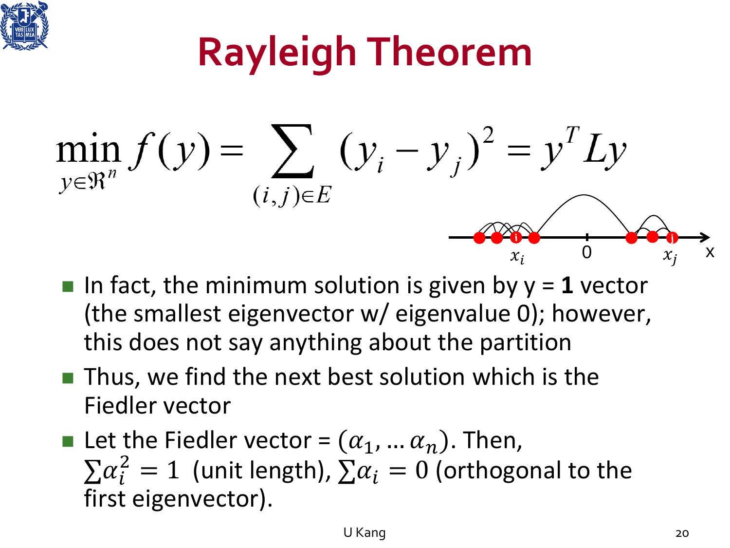# Rayleigh Theorem

$$\min_{y \in \Re^n} f(y) = \sum_{(i,j) \in E} (y_i - y_j)^2 = y^T L y$$

- In fact, the minimum solution is given by y = **1** vector (the smallest eigenvector w/ eigenvalue 0); however, this does not say anything about the partition
- Thus, we find the next best solution which is the Fiedler vector
- Let the Fiedler vector = $(\alpha_1, \ldots \alpha_n)$. Then, $\sum \alpha_i^2 = 1$ (unit length), $\sum \alpha_i = 0$ (orthogonal to the first eigenvector).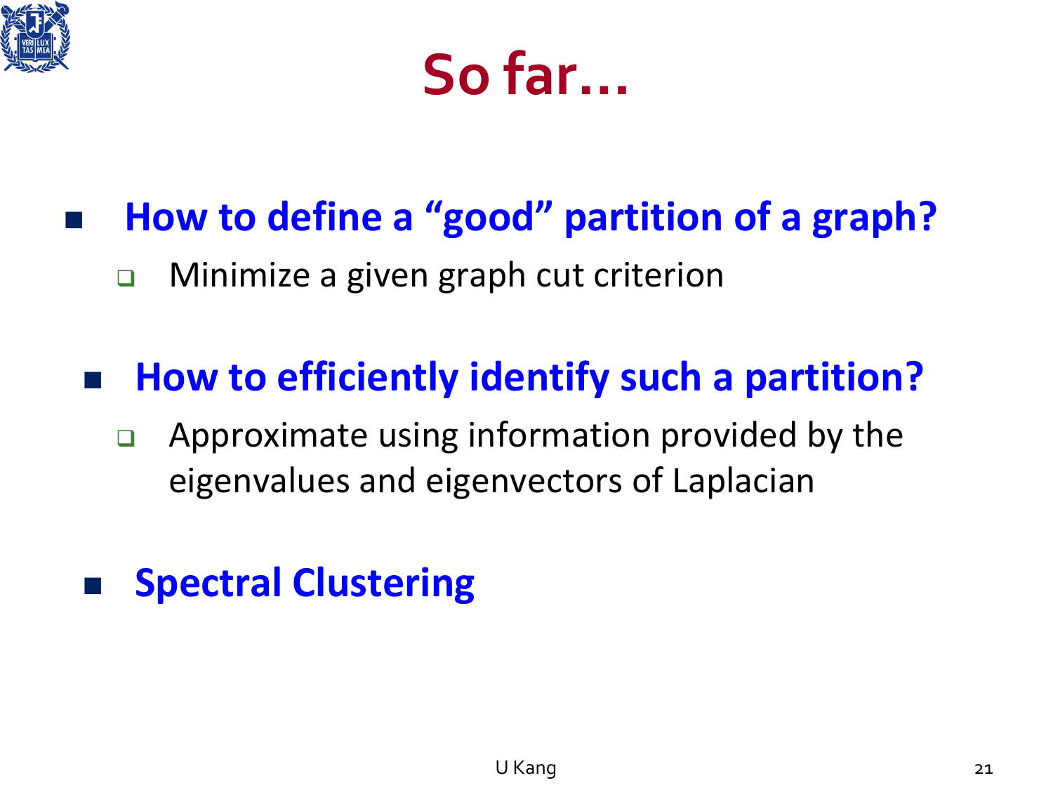# So far…

- **How to define a “good” partition of a graph?**
  - Minimize a given graph cut criterion
- **How to efficiently identify such a partition?**
  - Approximate using information provided by the eigenvalues and eigenvectors of Laplacian
- **Spectral Clustering**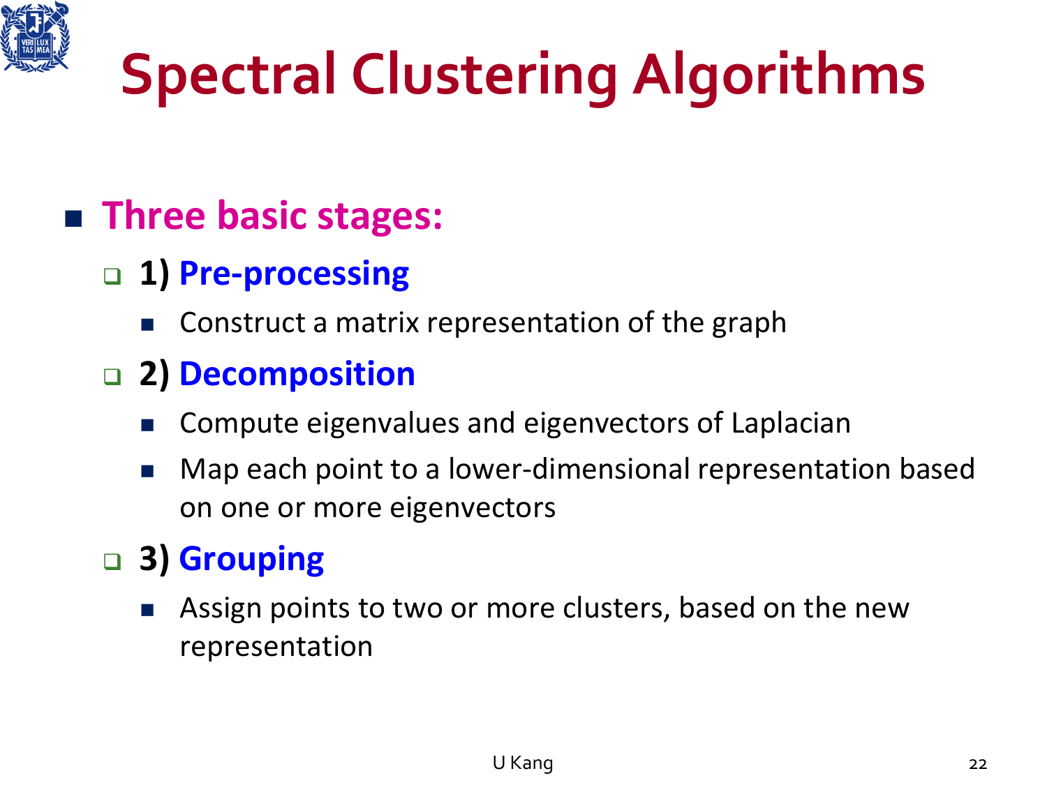# Spectral Clustering Algorithms

- **Three basic stages:**
  - **1) Pre-processing**
    - Construct a matrix representation of the graph
  - **2) Decomposition**
    - Compute eigenvalues and eigenvectors of Laplacian
    - Map each point to a lower-dimensional representation based on one or more eigenvectors
  - **3) Grouping**
    - Assign points to two or more clusters, based on the new representation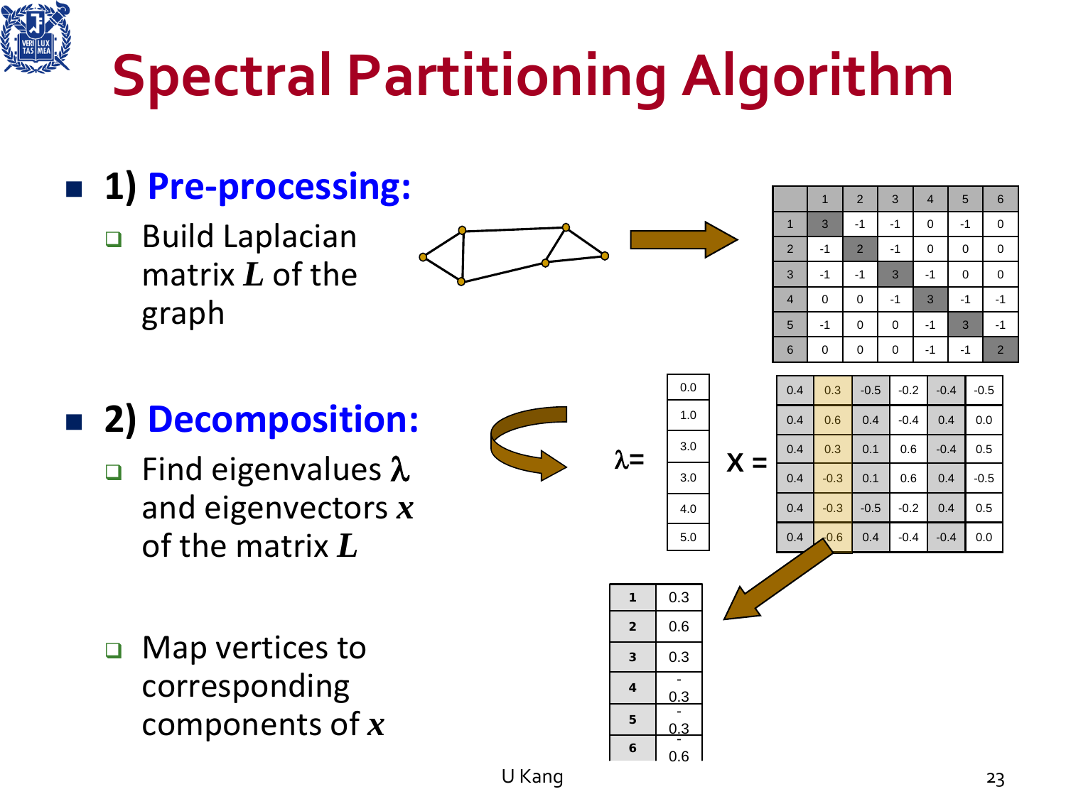# Spectral Partitioning Algorithm

- **1) Pre-processing:**
  - Build Laplacian matrix $L$ of the graph

| | 1 | 2 | 3 | 4 | 5 | 6 |
|---|---|---|---|---|---|---|
| 1 | 3 | -1 | -1 | 0 | -1 | 0 |
| 2 | -1 | 2 | -1 | 0 | 0 | 0 |
| 3 | -1 | -1 | 3 | -1 | 0 | 0 |
| 4 | 0 | 0 | -1 | 3 | -1 | -1 |
| 5 | -1 | 0 | 0 | -1 | 3 | -1 |
| 6 | 0 | 0 | 0 | -1 | -1 | 2 |

- **2) Decomposition:**
  - Find eigenvalues $\lambda$ and eigenvectors $x$ of the matrix $L$

$\lambda=$

| |
|---|
| 0.0 |
| 1.0 |
| 3.0 |
| 3.0 |
| 4.0 |
| 5.0 |

$X =$

| | | | | | |
|---|---|---|---|---|---|
| 0.4 | 0.3 | -0.5 | -0.2 | -0.4 | -0.5 |
| 0.4 | 0.6 | 0.4 | -0.4 | 0.4 | 0.0 |
| 0.4 | 0.3 | 0.1 | 0.6 | -0.4 | 0.5 |
| 0.4 | -0.3 | 0.1 | 0.6 | 0.4 | -0.5 |
| 0.4 | -0.3 | -0.5 | -0.2 | 0.4 | 0.5 |
| 0.4 | -0.6 | 0.4 | -0.4 | -0.4 | 0.0 |

  - Map vertices to corresponding components of $x$

| | |
|---|---|
| 1 | 0.3 |
| 2 | 0.6 |
| 3 | 0.3 |
| 4 | -0.3 |
| 5 | -0.3 |
| 6 | -0.6 |

U Kang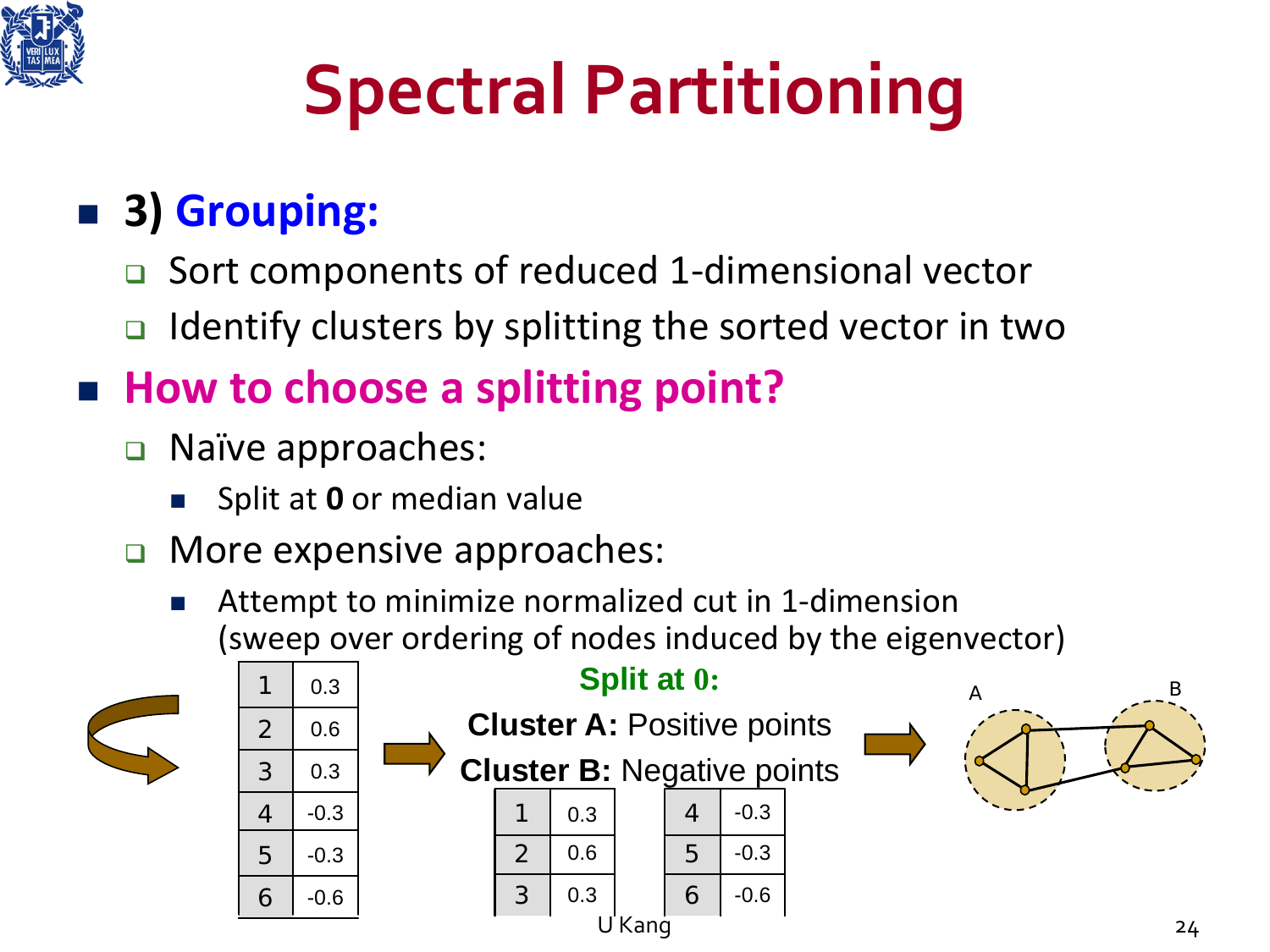# Spectral Partitioning

- **3) Grouping:**
  - Sort components of reduced 1-dimensional vector
  - Identify clusters by splitting the sorted vector in two
- **How to choose a splitting point?**
  - Naïve approaches:
    - Split at **0** or median value
  - More expensive approaches:
    - Attempt to minimize normalized cut in 1-dimension (sweep over ordering of nodes induced by the eigenvector)

| | |
|---|---|
| 1 | 0.3 |
| 2 | 0.6 |
| 3 | 0.3 |
| 4 | -0.3 |
| 5 | -0.3 |
| 6 | -0.6 |

**Split at 0:**

**Cluster A:** Positive points

**Cluster B:** Negative points

| | |
|---|---|
| 1 | 0.3 |
| 2 | 0.6 |
| 3 | 0.3 |

| | |
|---|---|
| 4 | -0.3 |
| 5 | -0.3 |
| 6 | -0.6 |

A B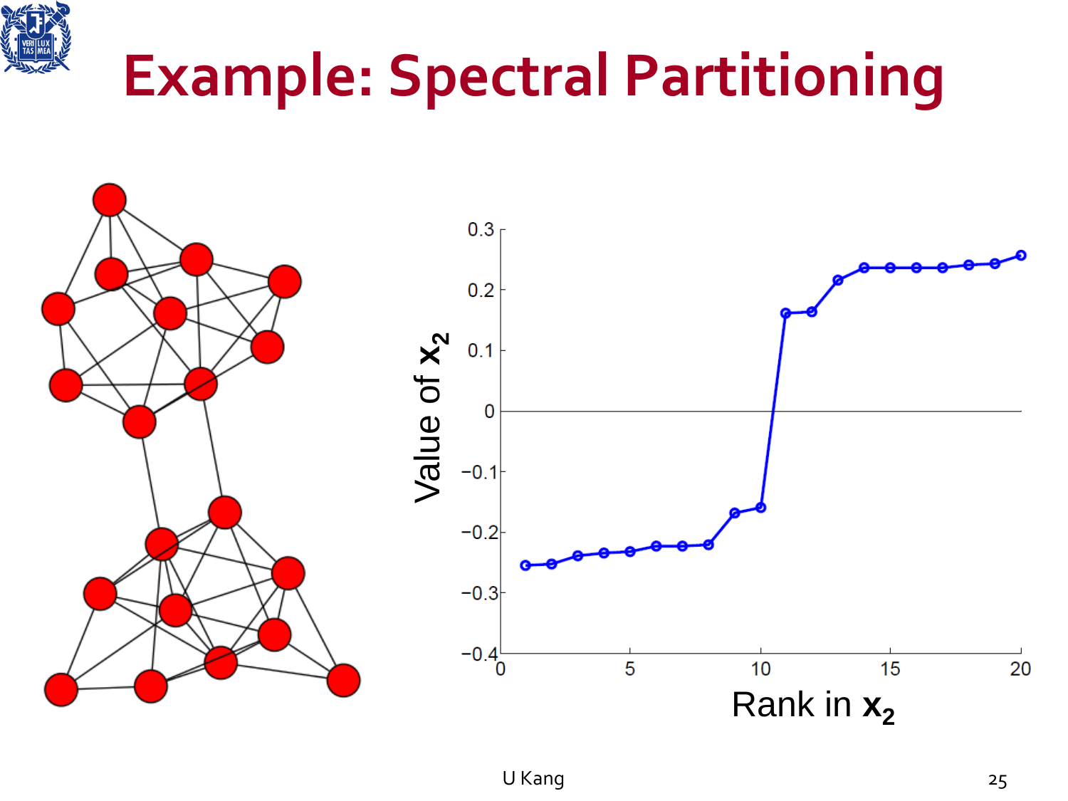# Example: Spectral Partitioning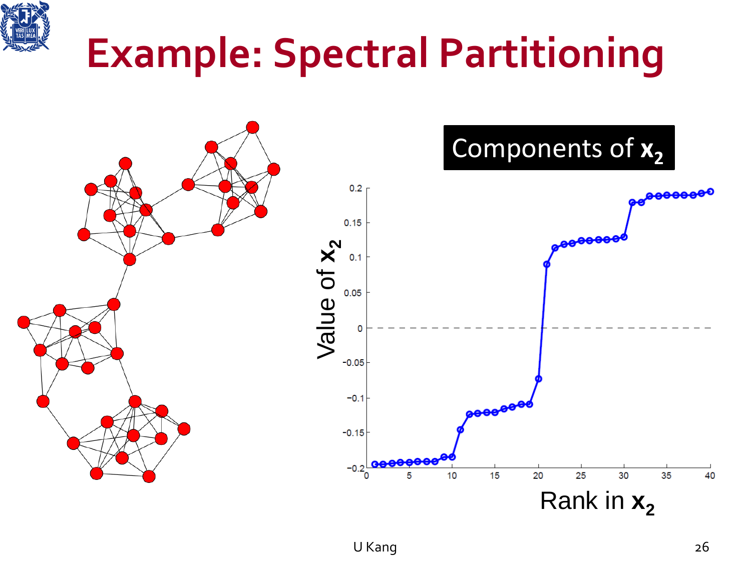# Example: Spectral Partitioning

Components of $\mathbf{x_2}$

Value of $\mathbf{x_2}$

Rank in $\mathbf{x_2}$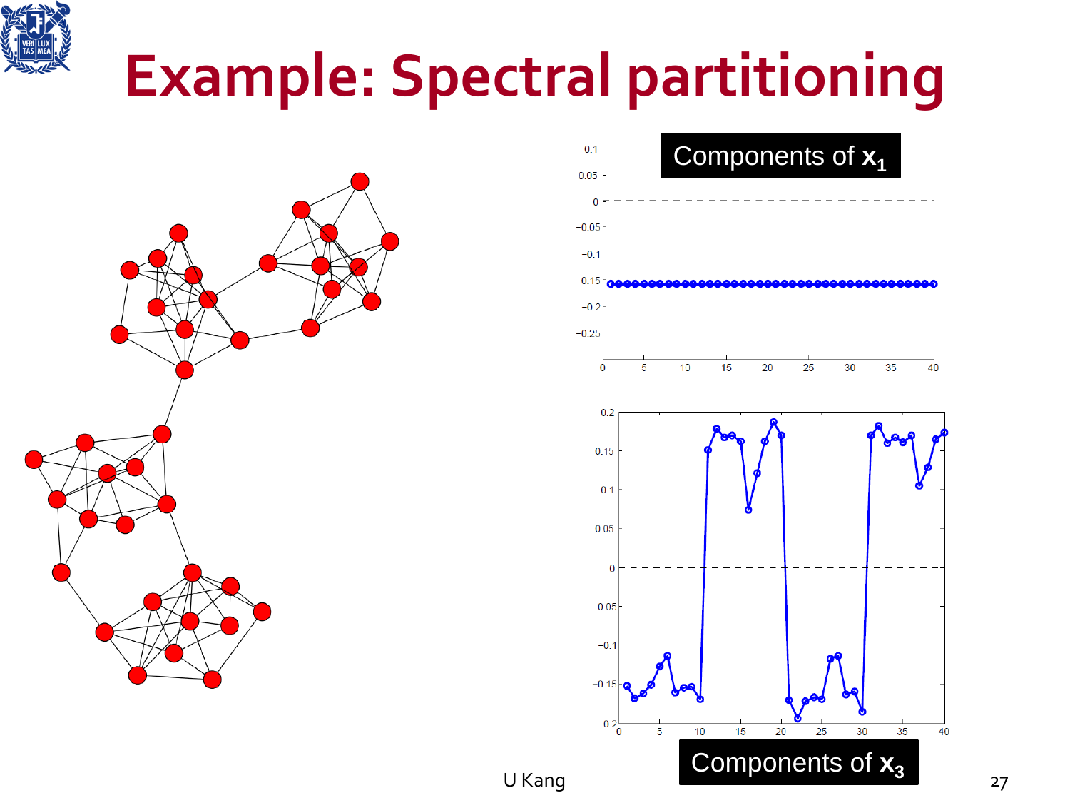# Example: Spectral partitioning

Components of $\mathbf{x_1}$

Components of $\mathbf{x_3}$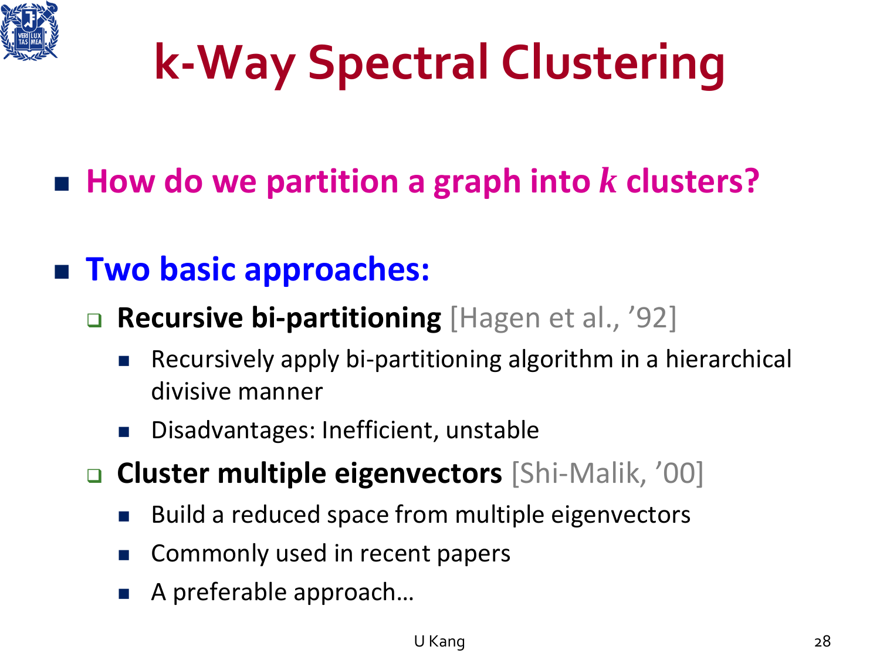# k-Way Spectral Clustering

- **How do we partition a graph into $k$ clusters?**

- **Two basic approaches:**
  - **Recursive bi-partitioning** [Hagen et al., '92]
    - Recursively apply bi-partitioning algorithm in a hierarchical divisive manner
    - Disadvantages: Inefficient, unstable
  - **Cluster multiple eigenvectors** [Shi-Malik, '00]
    - Build a reduced space from multiple eigenvectors
    - Commonly used in recent papers
    - A preferable approach…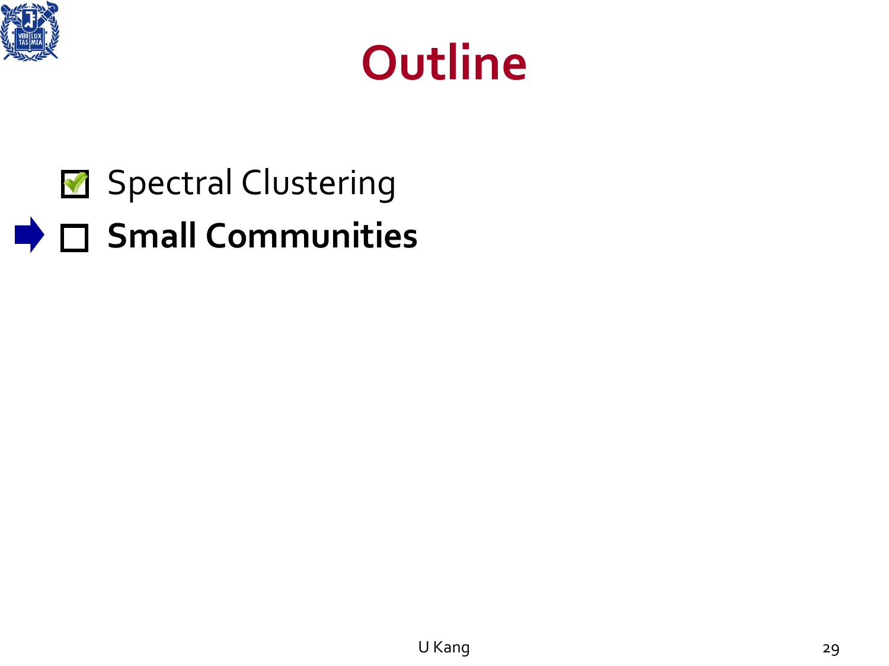# Outline

- [x] Spectral Clustering
- [ ] **Small Communities**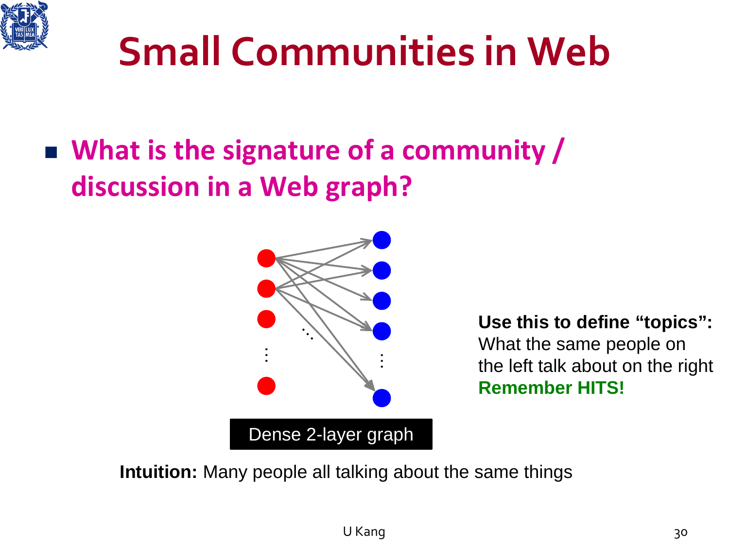# Small Communities in Web

- **What is the signature of a community / discussion in a Web graph?**

Dense 2-layer graph

**Use this to define "topics":** What the same people on the left talk about on the right
**Remember HITS!**

**Intuition:** Many people all talking about the same things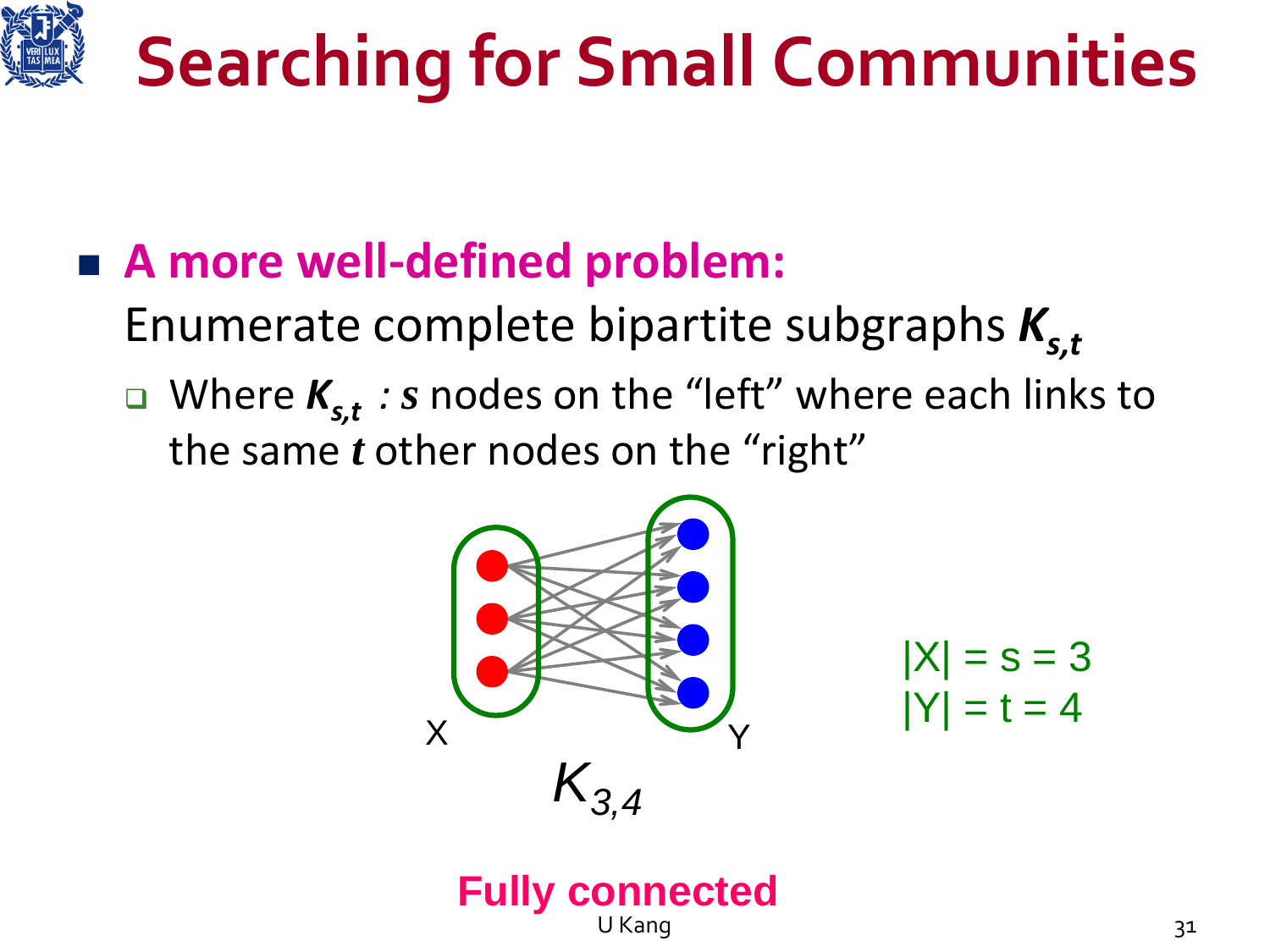# Searching for Small Communities

- **A more well-defined problem:**
  Enumerate complete bipartite subgraphs $K_{s,t}$
  - Where $K_{s,t}$ : $s$ nodes on the "left" where each links to the same $t$ other nodes on the "right"

X

Y

$K_{3,4}$

$|X| = s = 3$
$|Y| = t = 4$

**Fully connected**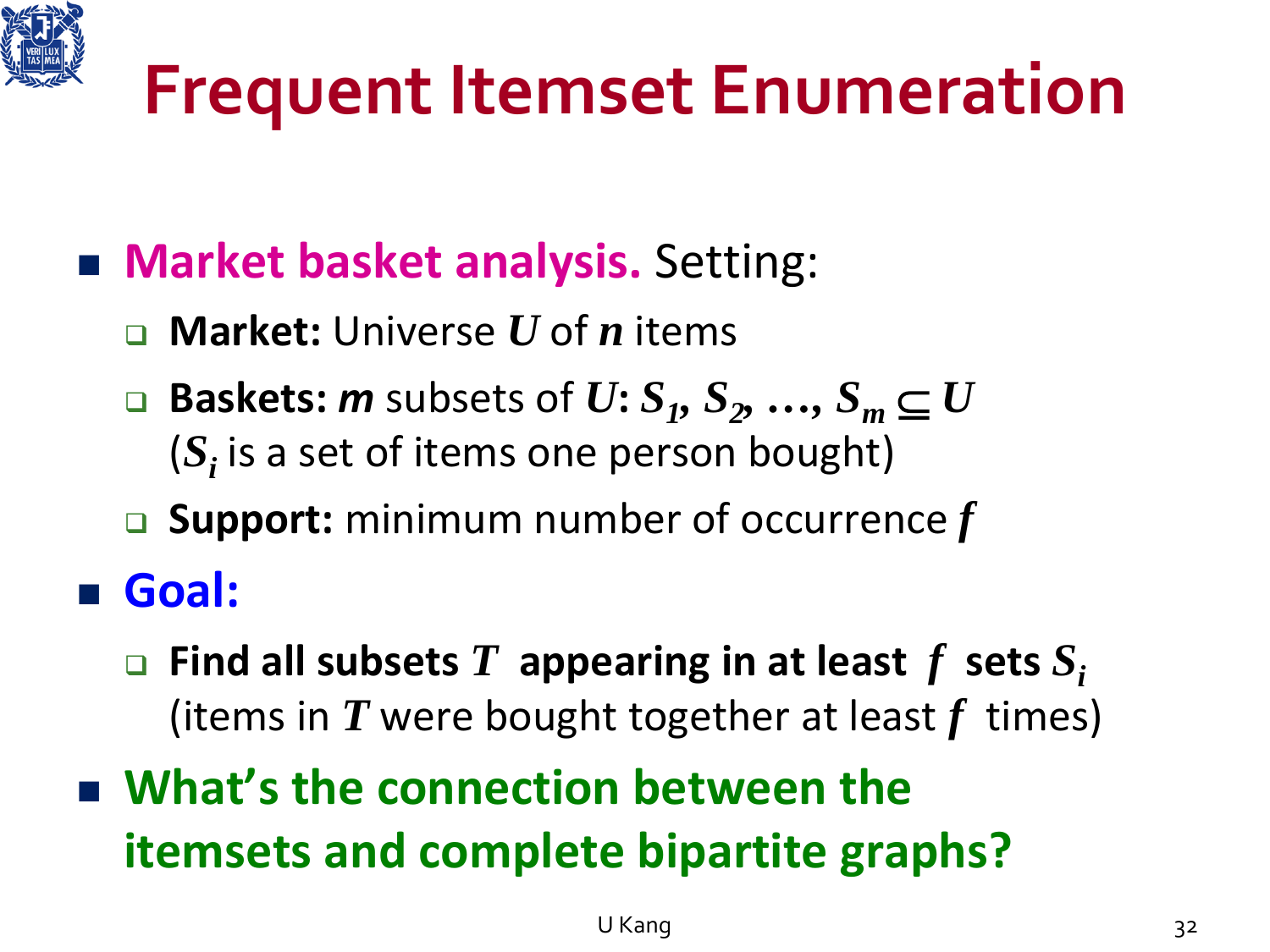# Frequent Itemset Enumeration

- **Market basket analysis.** Setting:
  - **Market:** Universe $U$ of $n$ items
  - **Baskets:** $m$ subsets of $U$: $S_1, S_2, \ldots, S_m \subseteq U$ ($S_i$ is a set of items one person bought)
  - **Support:** minimum number of occurrence $f$
- **Goal:**
  - **Find all subsets $T$ appearing in at least $f$ sets $S_i$** (items in $T$ were bought together at least $f$ times)
- **What's the connection between the itemsets and complete bipartite graphs?**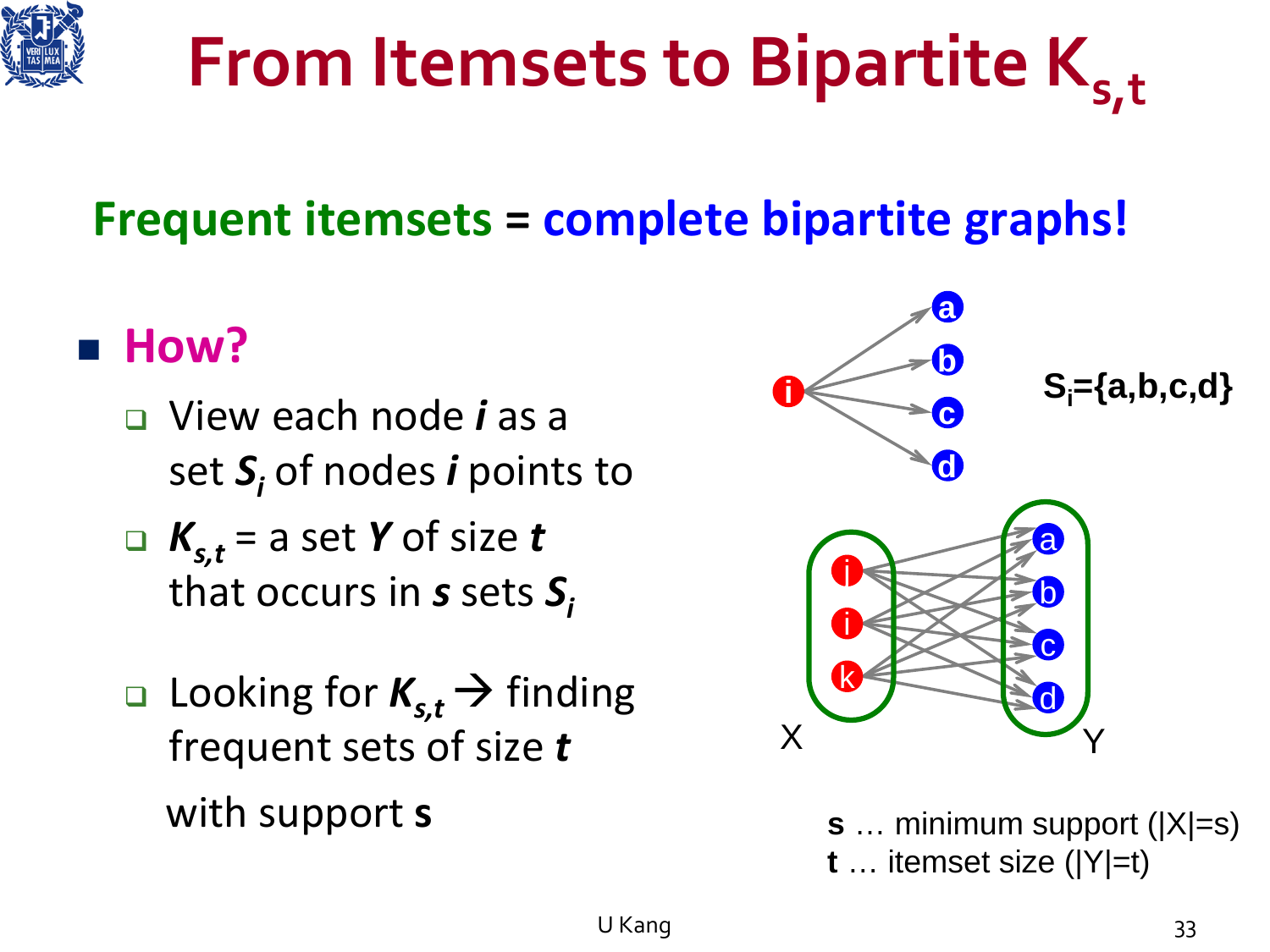# From Itemsets to Bipartite $K_{s,t}$

## Frequent itemsets = complete bipartite graphs!

- **How?**
  - View each node $i$ as a set $S_i$ of nodes $i$ points to
  - $K_{s,t}$ = a set $Y$ of size $t$ that occurs in $s$ sets $S_i$
  - Looking for $K_{s,t}$ → finding frequent sets of size $t$ with support **s**

$S_i$={a,b,c,d}

X

Y

**s** … minimum support (|X|=s)
**t** … itemset size (|Y|=t)

U Kang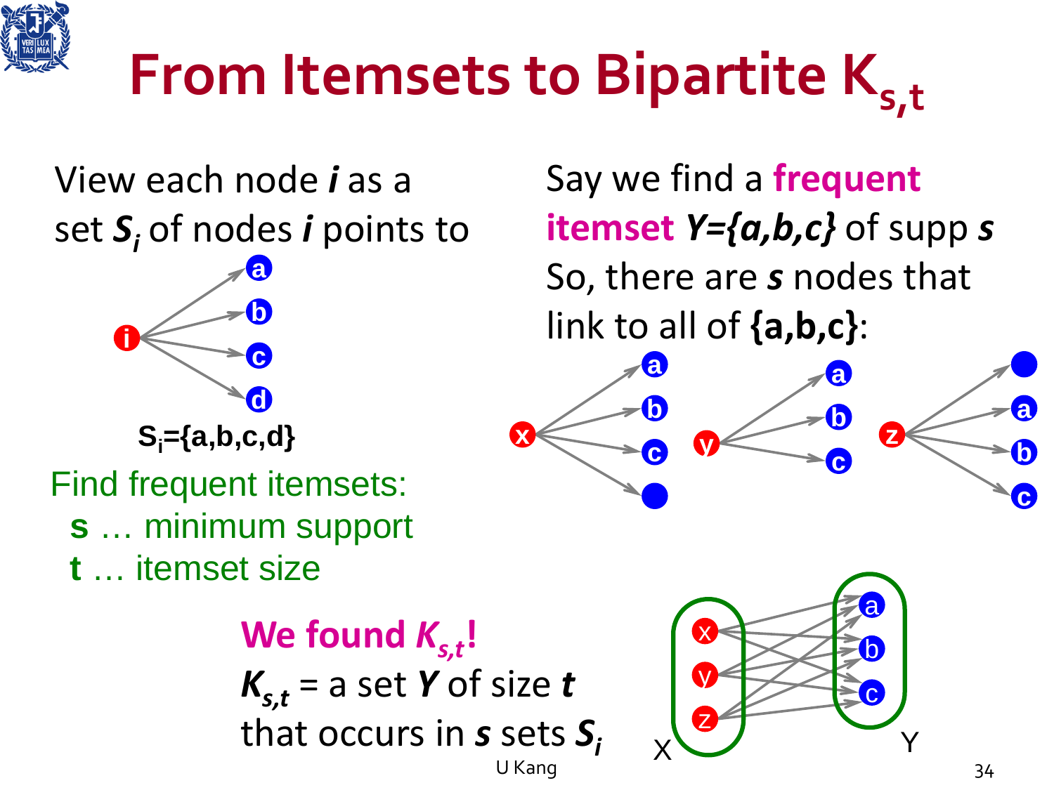# From Itemsets to Bipartite $K_{s,t}$

View each node ***i*** as a set $S_i$ of nodes ***i*** points to

$S_i$={a,b,c,d}

Find frequent itemsets:

- **s** … minimum support
- **t** … itemset size

Say we find a **frequent itemset** ***Y={a,b,c}*** of supp ***s***

So, there are ***s*** nodes that link to all of **{a,b,c}**:

**We found $K_{s,t}$!**

$K_{s,t}$ = a set ***Y*** of size ***t*** that occurs in ***s*** sets $S_i$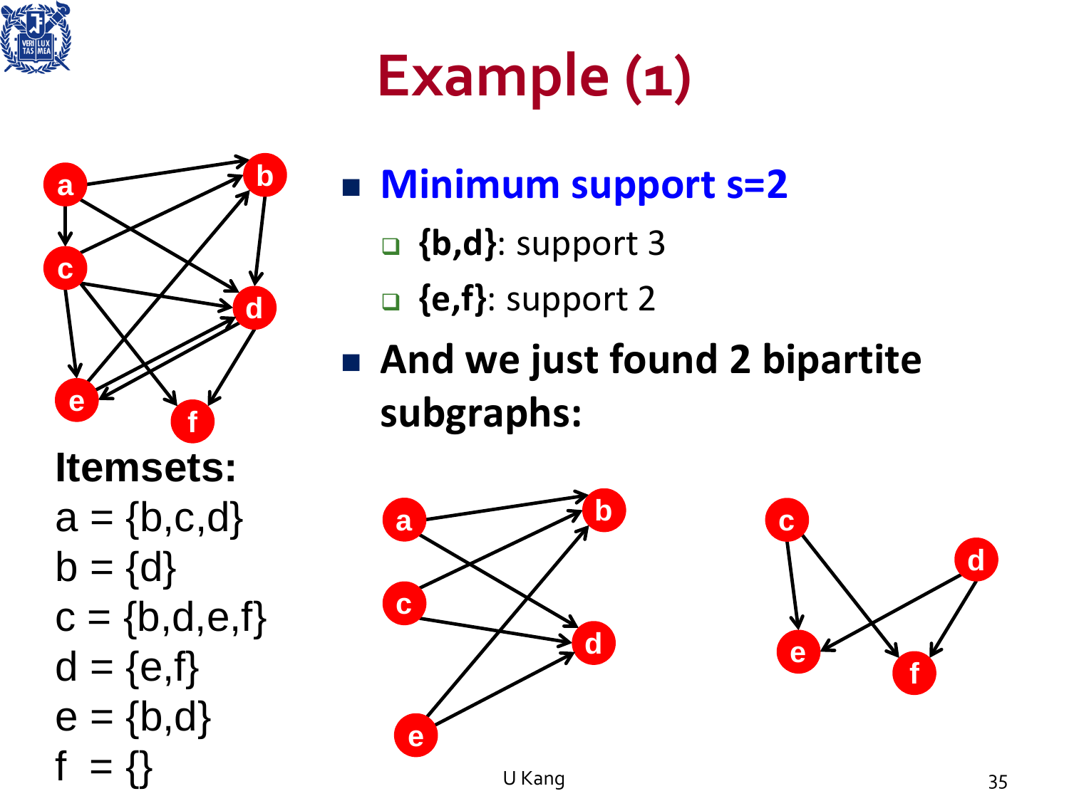# Example (1)

**Itemsets:**

a = {b,c,d}

b = {d}

c = {b,d,e,f}

d = {e,f}

e = {b,d}

f = {}

- **Minimum support s=2**
  - **{b,d}**: support 3
  - **{e,f}**: support 2
- **And we just found 2 bipartite subgraphs:**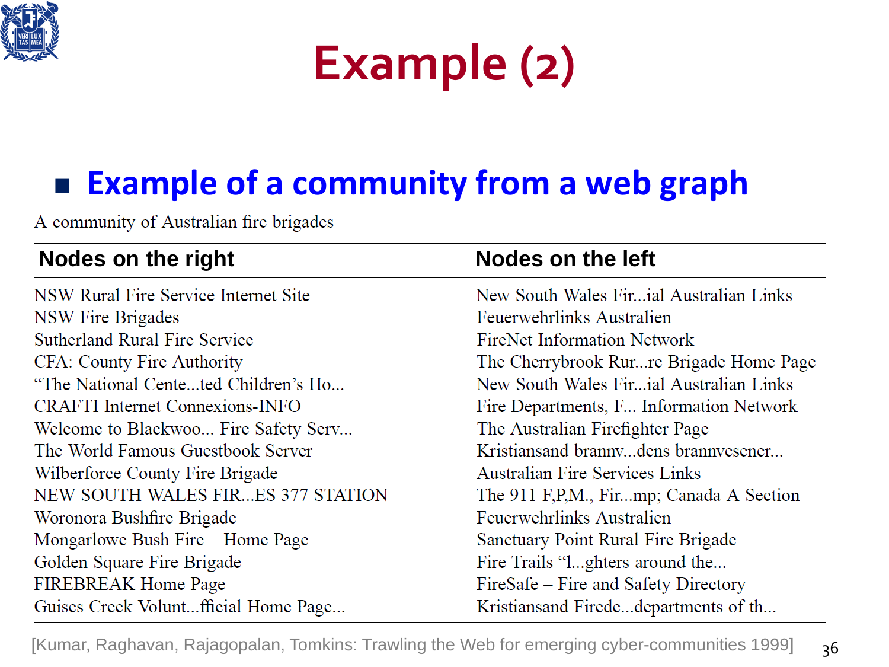# Example (2)

- **Example of a community from a web graph**

A community of Australian fire brigades

| Nodes on the right | Nodes on the left |
|---|---|
| NSW Rural Fire Service Internet Site | New South Wales Fir...ial Australian Links |
| NSW Fire Brigades | Feuerwehrlinks Australien |
| Sutherland Rural Fire Service | FireNet Information Network |
| CFA: County Fire Authority | The Cherrybrook Rur...re Brigade Home Page |
| "The National Cente...ted Children's Ho... | New South Wales Fir...ial Australian Links |
| CRAFTI Internet Connexions-INFO | Fire Departments, F... Information Network |
| Welcome to Blackwoo... Fire Safety Serv... | The Australian Firefighter Page |
| The World Famous Guestbook Server | Kristiansand brannv...dens brannvesener... |
| Wilberforce County Fire Brigade | Australian Fire Services Links |
| NEW SOUTH WALES FIR...ES 377 STATION | The 911 F,P,M., Fir...mp; Canada A Section |
| Woronora Bushfire Brigade | Feuerwehrlinks Australien |
| Mongarlowe Bush Fire – Home Page | Sanctuary Point Rural Fire Brigade |
| Golden Square Fire Brigade | Fire Trails "l...ghters around the... |
| FIREBREAK Home Page | FireSafe – Fire and Safety Directory |
| Guises Creek Volunt...fficial Home Page... | Kristiansand Firede...departments of th... |

[Kumar, Raghavan, Rajagopalan, Tomkins: Trawling the Web for emerging cyber-communities 1999]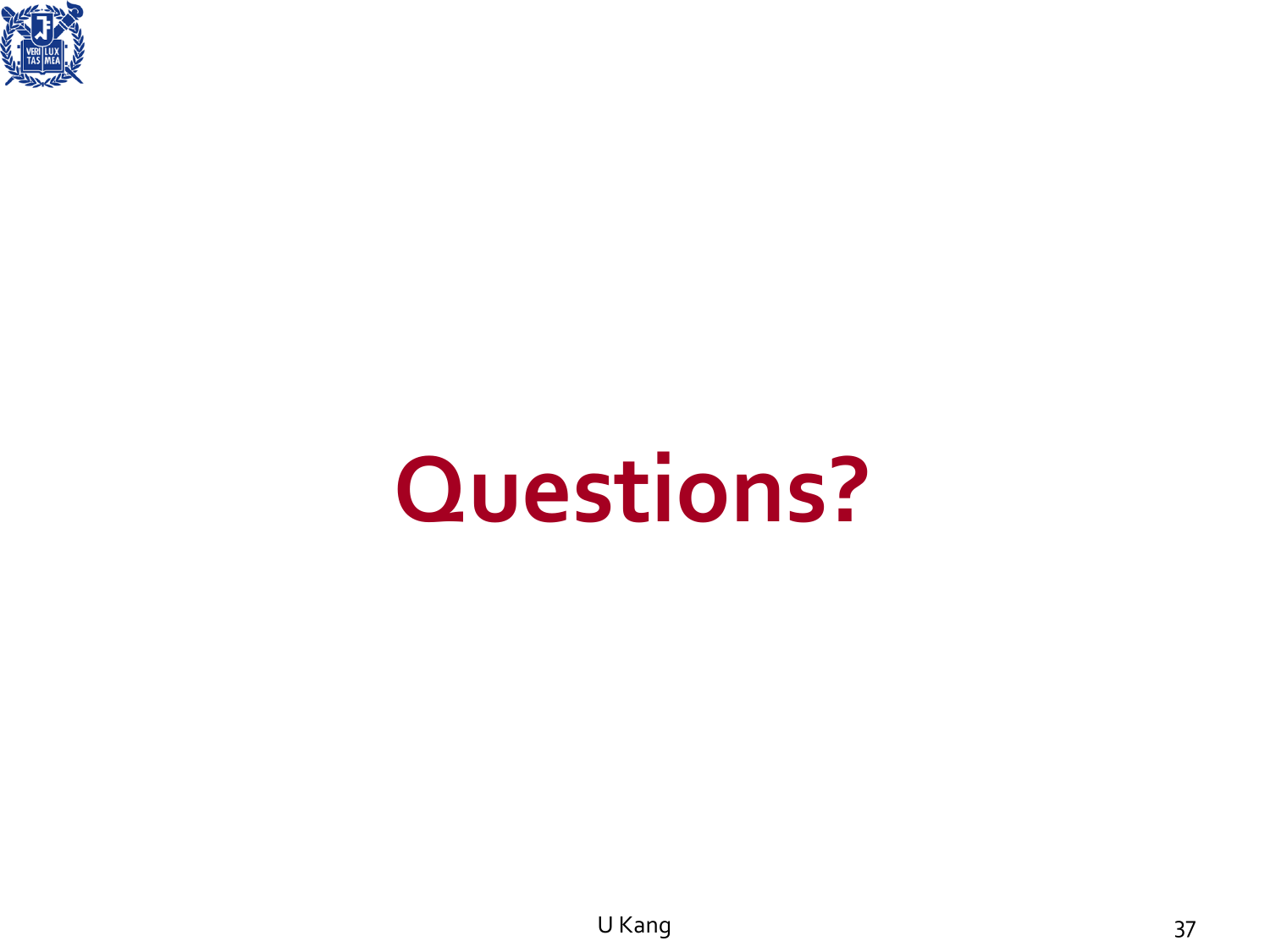# Questions?